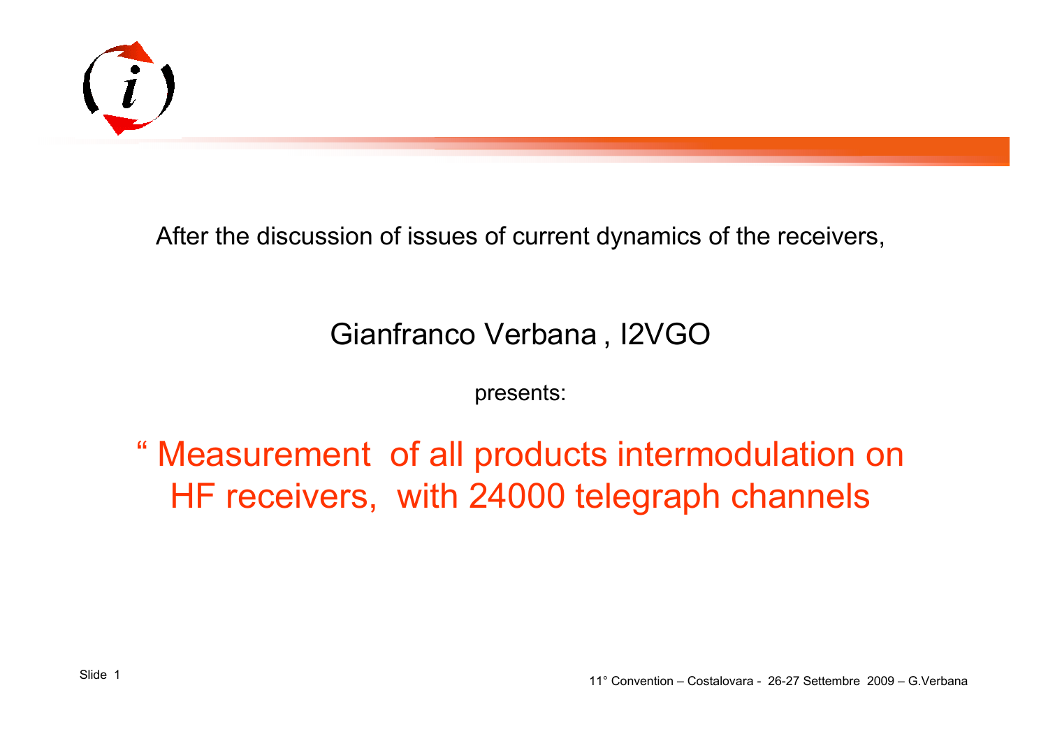After the discussion of issues of current dynamics of the receivers,

Gianfranco Verbana , I2VGO

presents:

# " Measurement of all products intermodulation on HF receivers, with 24000 telegraph channels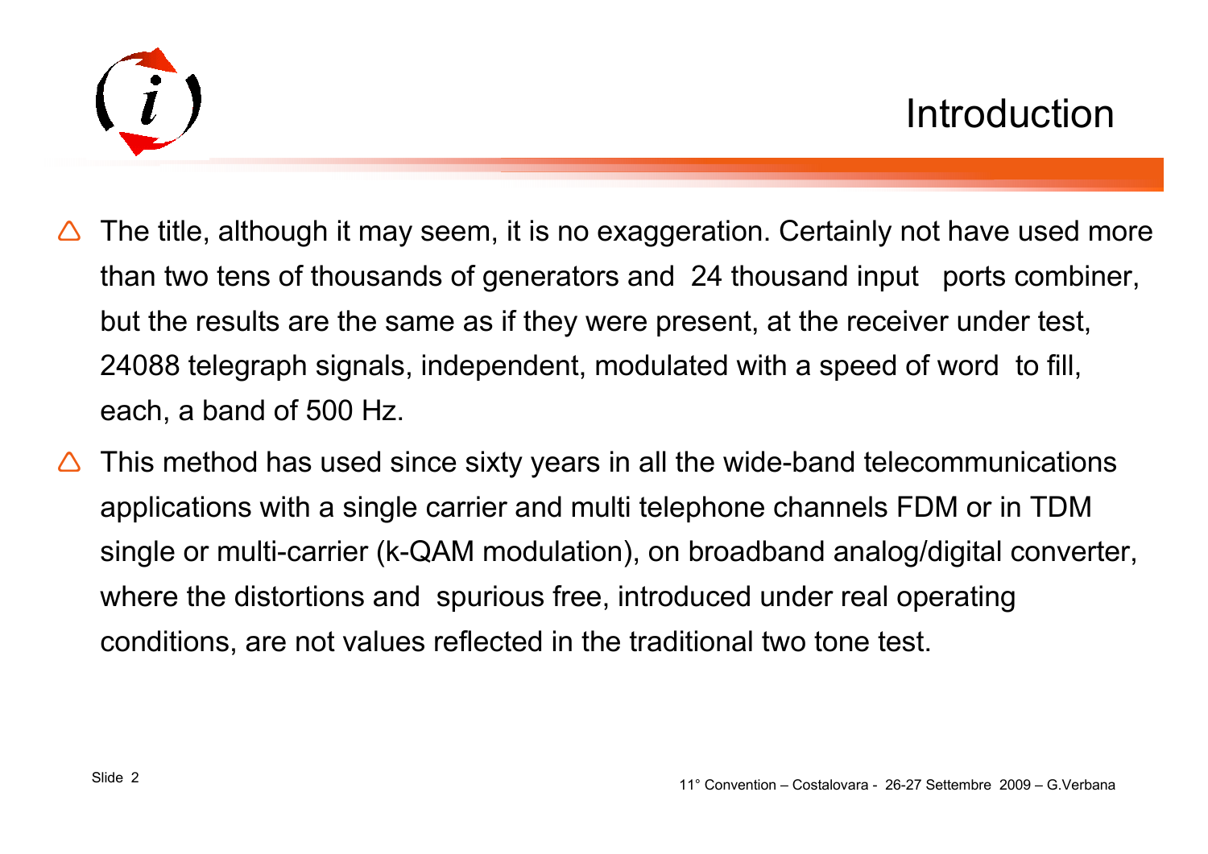# Introduction

- The title, although it may seem, it is no exaggeration. Certainly not have used more than two tens of thousands of generators and 24 thousand input ports combiner, but the results are the same as if they were present, at the receiver under test, 24088 telegraph signals, independent, modulated with a speed of word to fill, each, a band of 500 Hz.
- This method has used since sixty years in all the wide-band telecommunications applications with a single carrier and multi telephone channels FDM or in TDM single or multi-carrier (k-QAM modulation), on broadband analog/digital converter, where the distortions and spurious free, introduced under real operating conditions, are not values reflected in the traditional two tone test.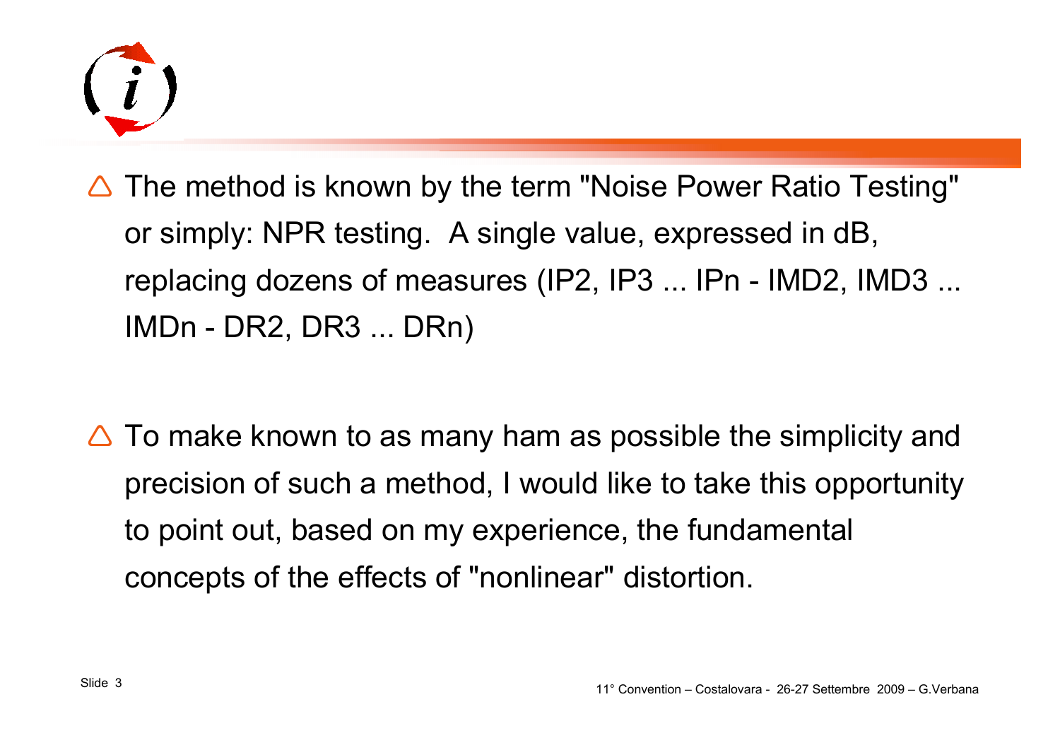- The method is known by the term "Noise Power Ratio Testing" or simply: NPR testing.  A single value, expressed in dB, replacing dozens of measures (IP2, IP3 ... IPn - IMD2, IMD3 ... IMDn - DR2, DR3 ... DRn)

- To make known to as many ham as possible the simplicity and precision of such a method, I would like to take this opportunity to point out, based on my experience, the fundamental concepts of the effects of "nonlinear" distortion.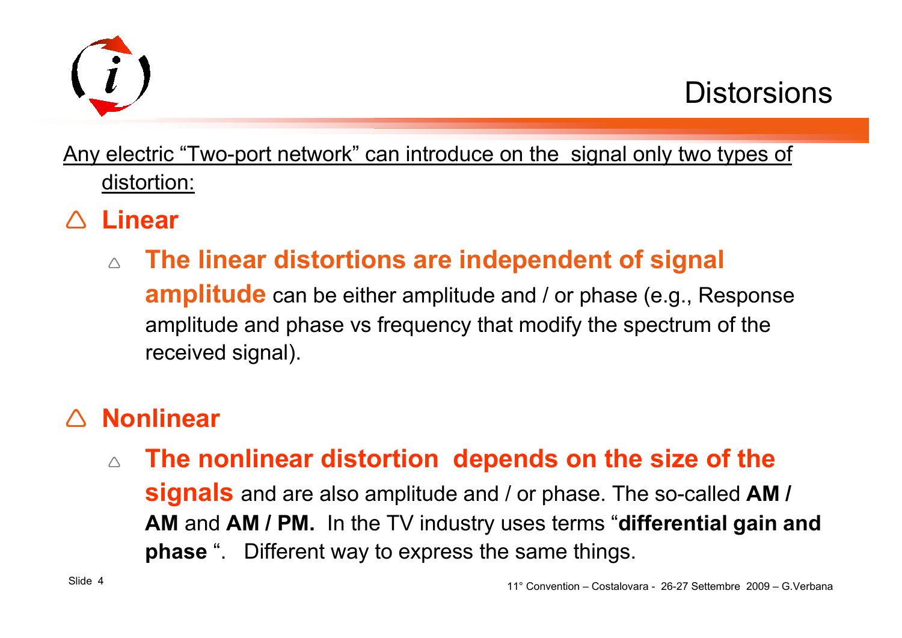# Distorsions

Any electric "Two-port network" can introduce on the signal only two types of distortion:

- **Linear**
  - **The linear distortions are independent of signal amplitude** can be either amplitude and / or phase (e.g., Response amplitude and phase vs frequency that modify the spectrum of the received signal).

- **Nonlinear**
  - **The nonlinear distortion depends on the size of the signals** and are also amplitude and / or phase. The so-called **AM / AM** and **AM / PM.** In the TV industry uses terms "**differential gain and phase** ". Different way to express the same things.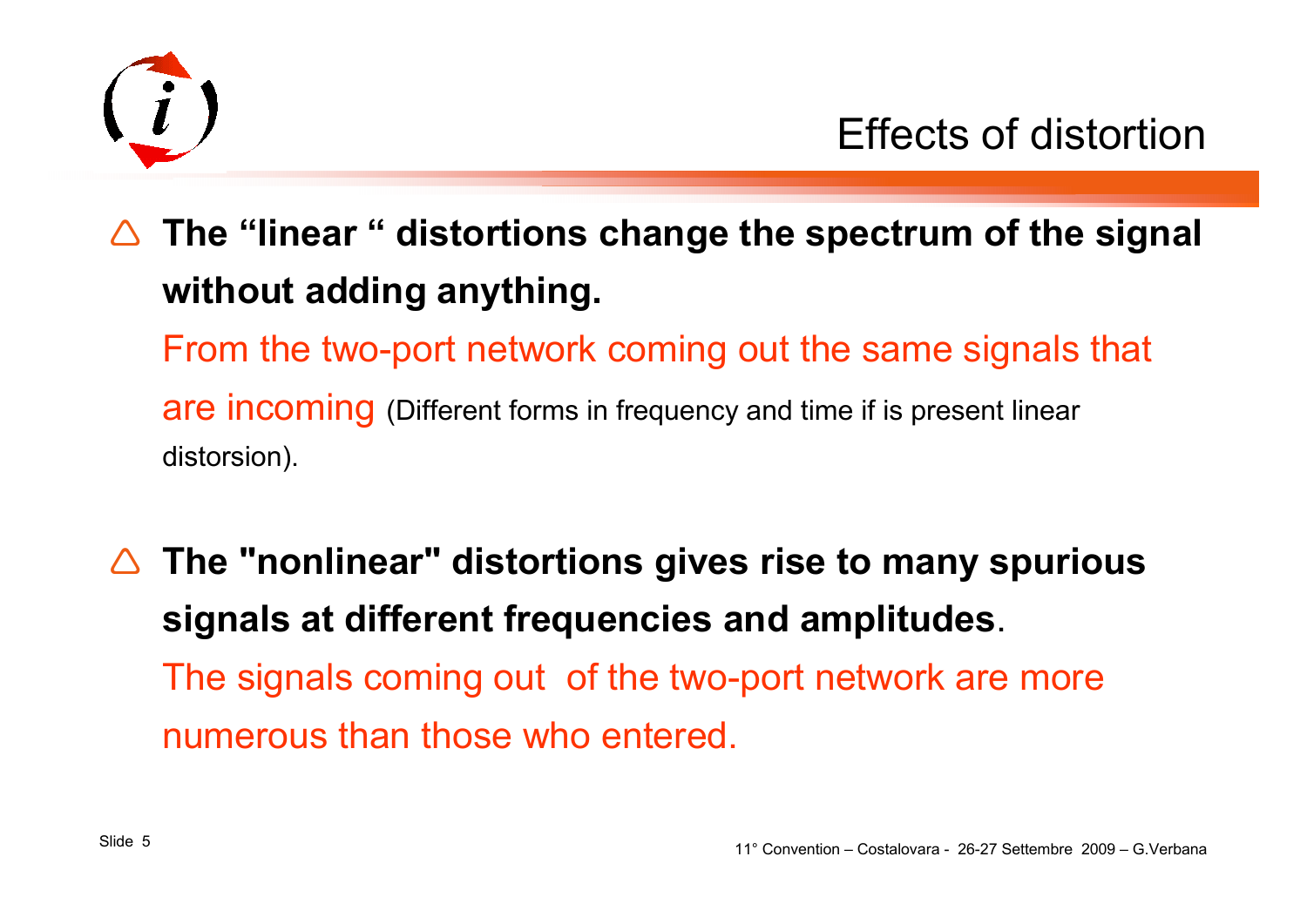# Effects of distortion

- **The "linear " distortions change the spectrum of the signal without adding anything.**

  From the two-port network coming out the same signals that are incoming (Different forms in frequency and time if is present linear distorsion).

- **The "nonlinear" distortions gives rise to many spurious signals at different frequencies and amplitudes**.

  The signals coming out of the two-port network are more numerous than those who entered.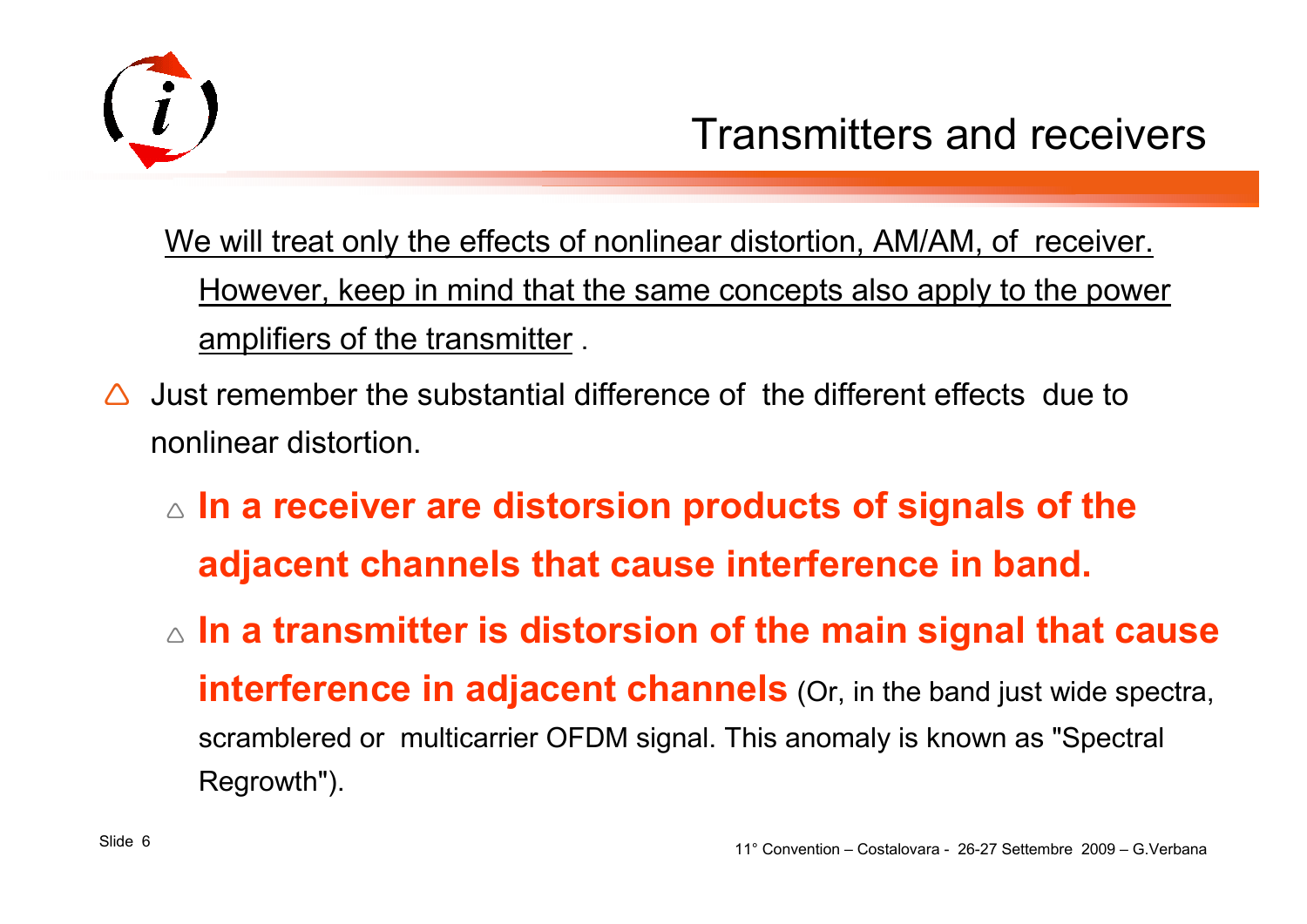# Transmitters and receivers

We will treat only the effects of nonlinear distortion, AM/AM, of receiver. However, keep in mind that the same concepts also apply to the power amplifiers of the transmitter .

- Just remember the substantial difference of the different effects due to nonlinear distortion.
  - **In a receiver are distorsion products of signals of the adjacent channels that cause interference in band.**
  - **In a transmitter is distorsion of the main signal that cause interference in adjacent channels** (Or, in the band just wide spectra, scrambled or multicarrier OFDM signal. This anomaly is known as "Spectral Regrowth").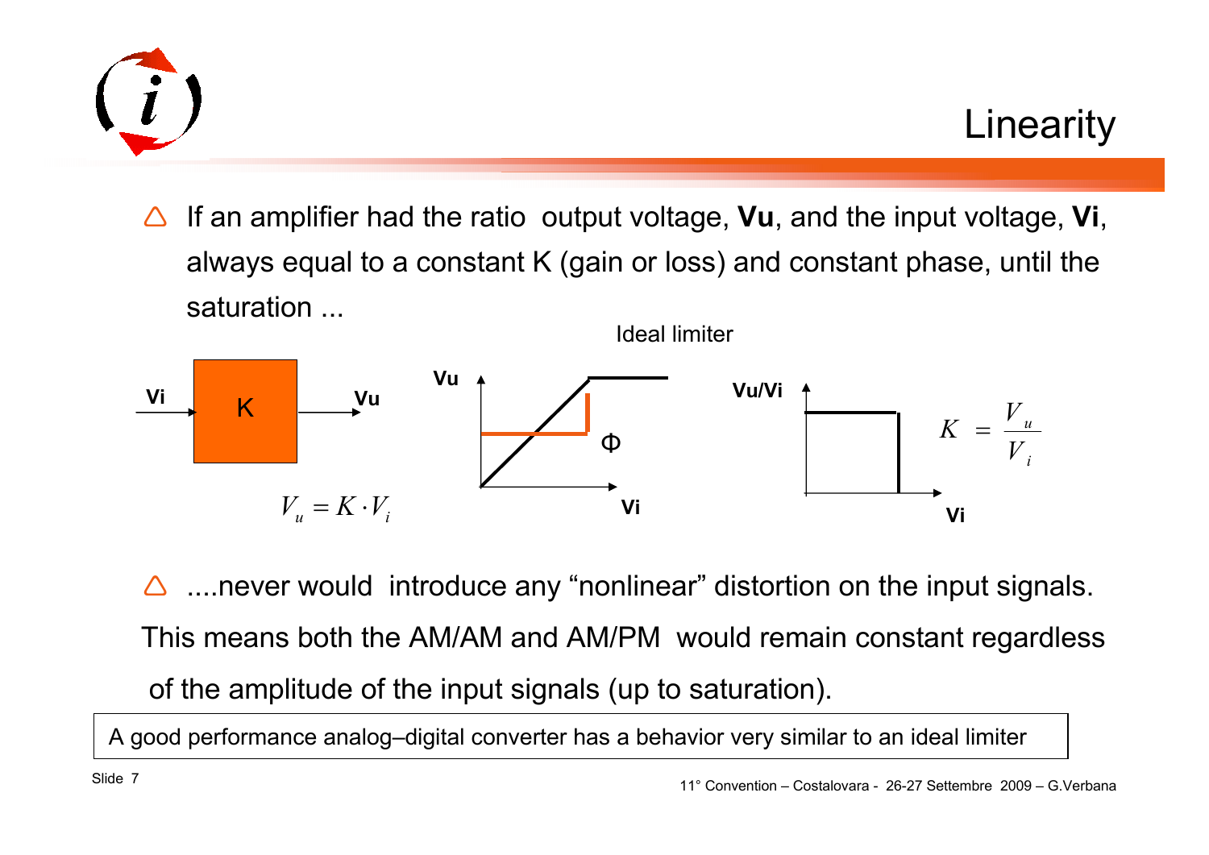# Linearity

- If an amplifier had the ratio output voltage, **Vu**, and the input voltage, **Vi**, always equal to a constant K (gain or loss) and constant phase, until the saturation ...

Ideal limiter

Vi → K → Vu

$$V_u = K \cdot V_i$$

$$K = \frac{V_u}{V_i}$$

- ....never would introduce any "nonlinear" distortion on the input signals.

This means both the AM/AM and AM/PM would remain constant regardless of the amplitude of the input signals (up to saturation).

A good performance analog–digital converter has a behavior very similar to an ideal limiter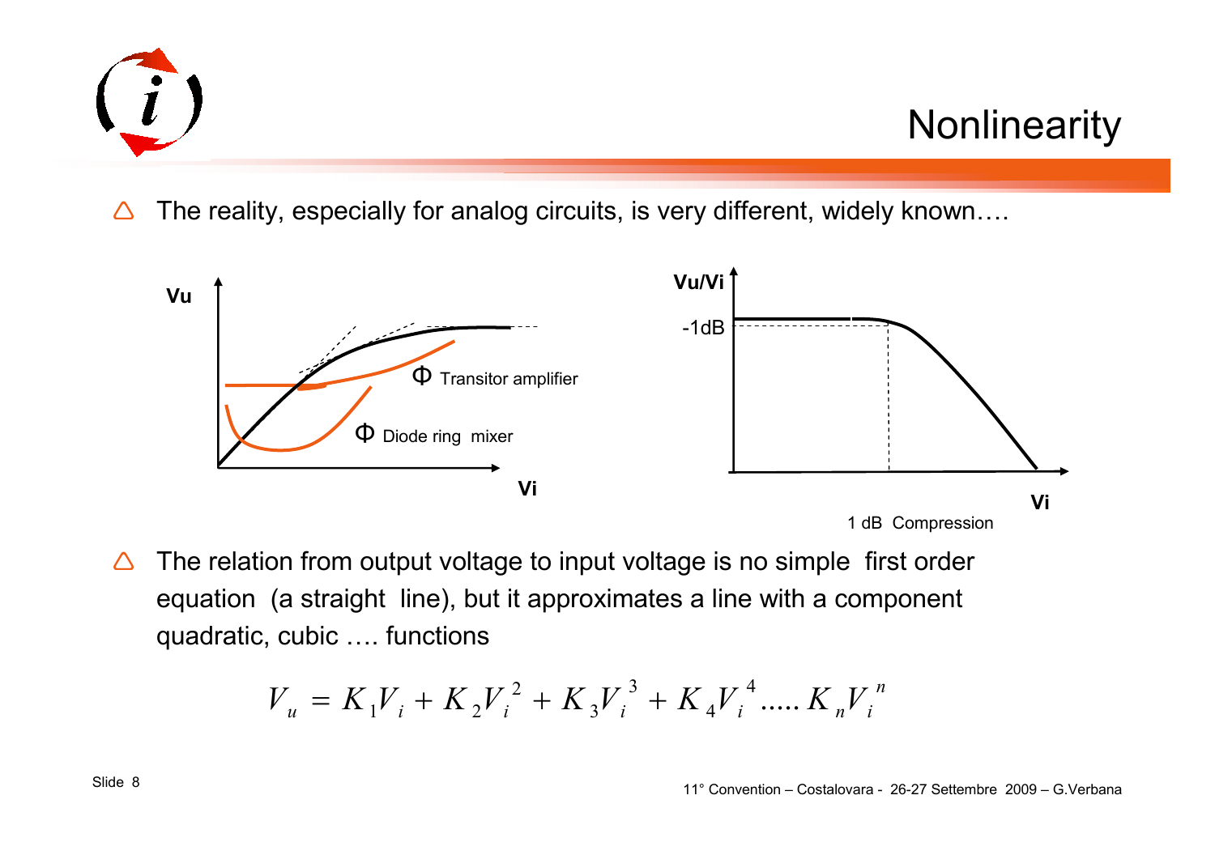# Nonlinearity

- The reality, especially for analog circuits, is very different, widely known….

Vu

Φ Transitor amplifier

Φ Diode ring mixer

Vi

Vu/Vi

-1dB

Vi

1 dB Compression

- The relation from output voltage to input voltage is no simple first order equation (a straight line), but it approximates a line with a component quadratic, cubic …. functions

$$V_u = K_1 V_i + K_2 V_i^2 + K_3 V_i^3 + K_4 V_i^4 ..... K_n V_i^n$$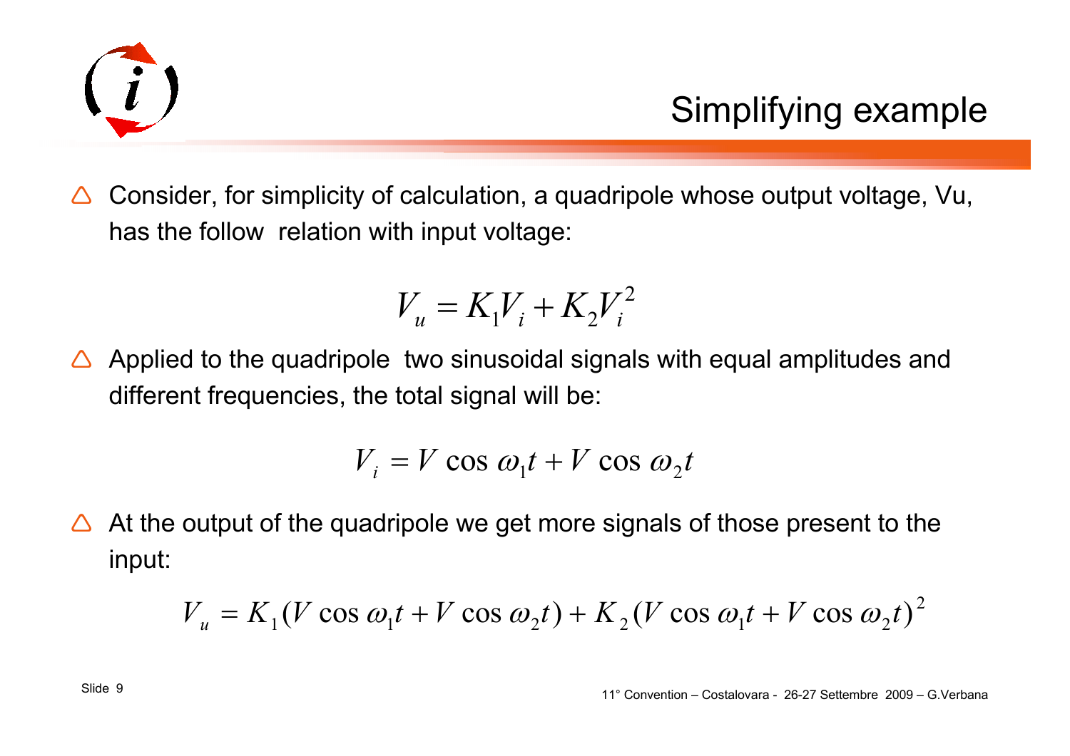# Simplifying example

- Consider, for simplicity of calculation, a quadripole whose output voltage, Vu, has the follow  relation with input voltage:

$$V_u = K_1 V_i + K_2 V_i^2$$

- Applied to the quadripole  two sinusoidal signals with equal amplitudes and different frequencies, the total signal will be:

$$V_i = V \cos \omega_1 t + V \cos \omega_2 t$$

- At the output of the quadripole we get more signals of those present to the input:

$$V_u = K_1 (V \cos \omega_1 t + V \cos \omega_2 t) + K_2 (V \cos \omega_1 t + V \cos \omega_2 t)^2$$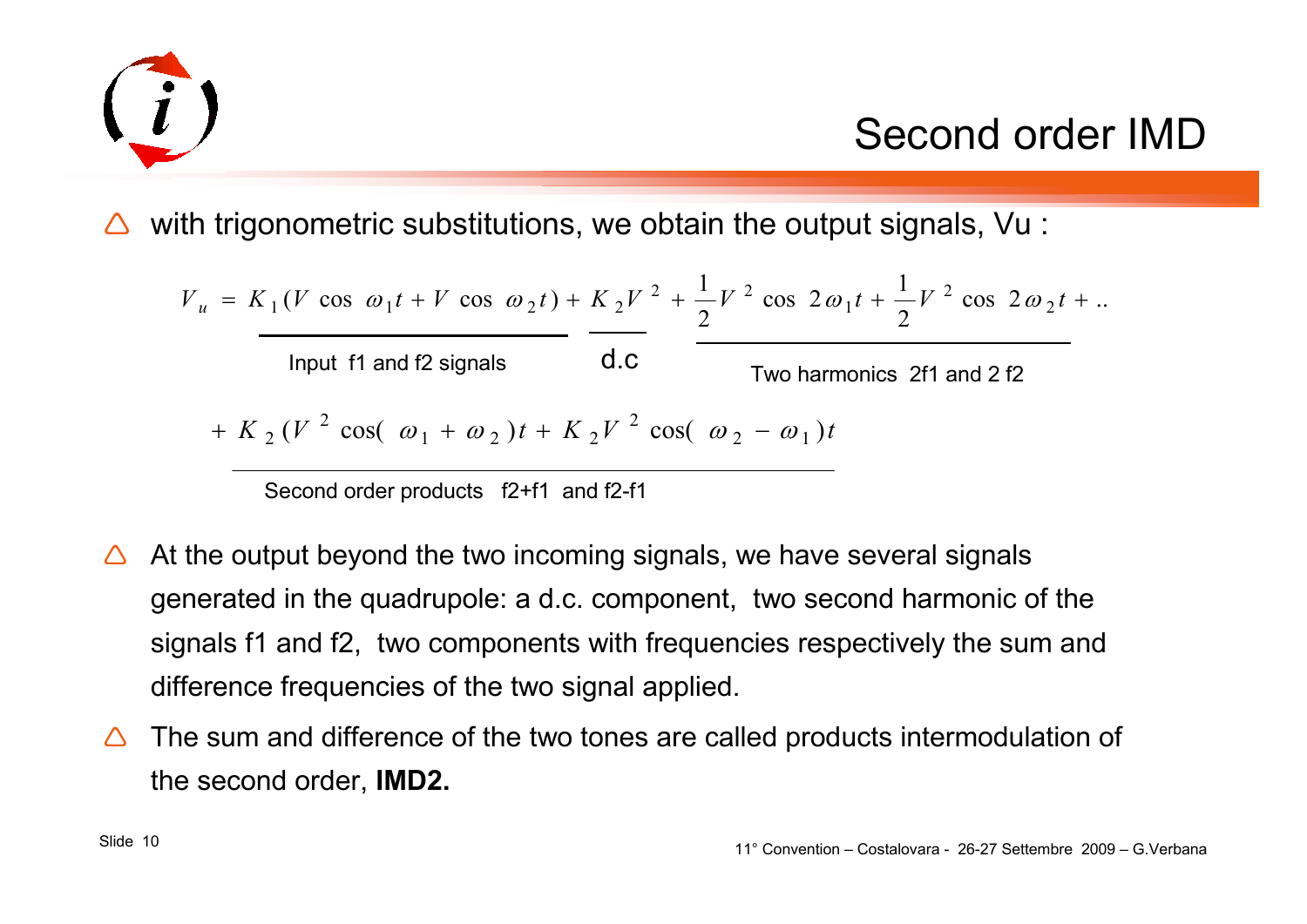# Second order IMD

- with trigonometric substitutions, we obtain the output signals, Vu :

$$V_u = \underbrace{K_1(V\cos\omega_1 t + V\cos\omega_2 t)}_{\text{Input f1 and f2 signals}} + \underbrace{K_2 V^2}_{\text{d.c}} + \underbrace{\frac{1}{2}V^2\cos 2\omega_1 t + \frac{1}{2}V^2\cos 2\omega_2 t}_{\text{Two harmonics 2f1 and 2 f2}} + ..$$

$$+ \underbrace{K_2(V^2\cos(\omega_1+\omega_2)t + K_2 V^2\cos(\omega_2-\omega_1)t}_{\text{Second order products f2+f1 and f2-f1}}$$

- At the output beyond the two incoming signals, we have several signals generated in the quadrupole: a d.c. component, two second harmonic of the signals f1 and f2, two components with frequencies respectively the sum and difference frequencies of the two signal applied.
- The sum and difference of the two tones are called products intermodulation of the second order, **IMD2.**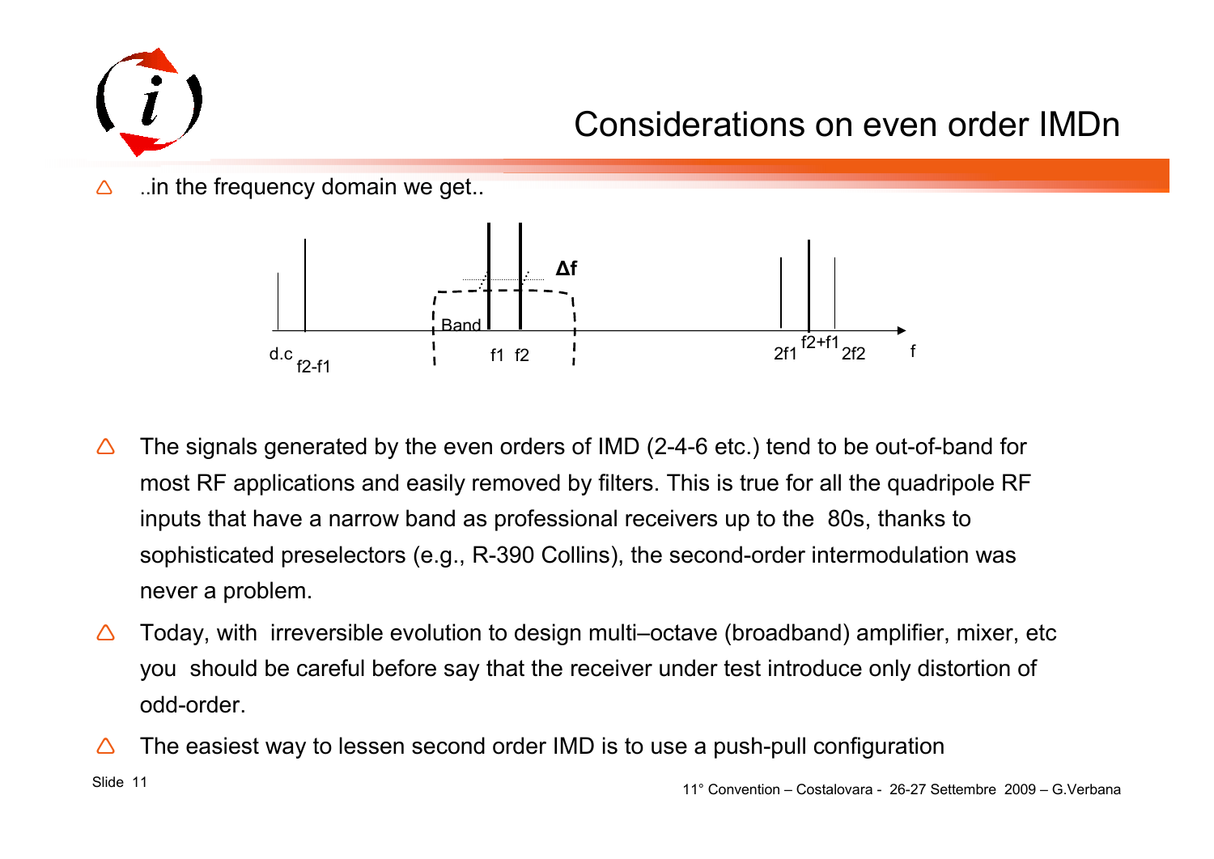# Considerations on even order IMDn

- ..in the frequency domain we get..

d.c f2-f1 Band f1 f2 Δf 2f1 f2+f1 2f2 f

- The signals generated by the even orders of IMD (2-4-6 etc.) tend to be out-of-band for most RF applications and easily removed by filters. This is true for all the quadripole RF inputs that have a narrow band as professional receivers up to the 80s, thanks to sophisticated preselectors (e.g., R-390 Collins), the second-order intermodulation was never a problem.
- Today, with irreversible evolution to design multi–octave (broadband) amplifier, mixer, etc you should be careful before say that the receiver under test introduce only distortion of odd-order.
- The easiest way to lessen second order IMD is to use a push-pull configuration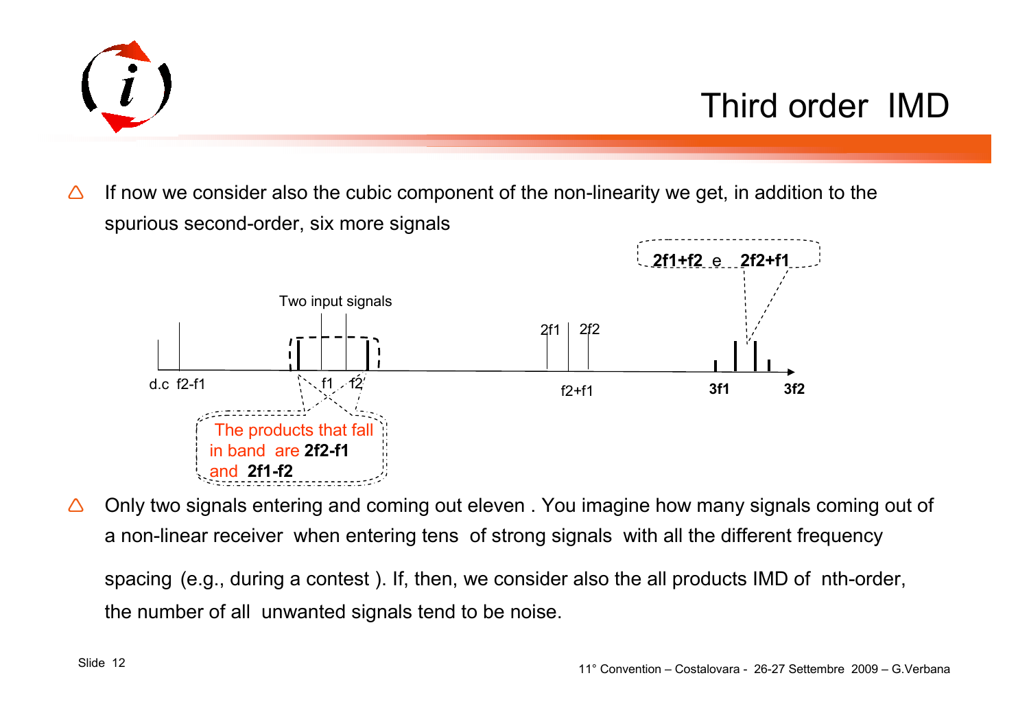# Third order IMD

- If now we consider also the cubic component of the non-linearity we get, in addition to the spurious second-order, six more signals

Two input signals

d.c f2-f1 f1 f2 2f1 2f2 f2+f1 3f1 3f2

**2f1+f2** e **2f2+f1**

The products that fall in band are **2f2-f1** and **2f1-f2**

- Only two signals entering and coming out eleven . You imagine how many signals coming out of a non-linear receiver when entering tens of strong signals with all the different frequency spacing (e.g., during a contest ). If, then, we consider also the all products IMD of nth-order, the number of all unwanted signals tend to be noise.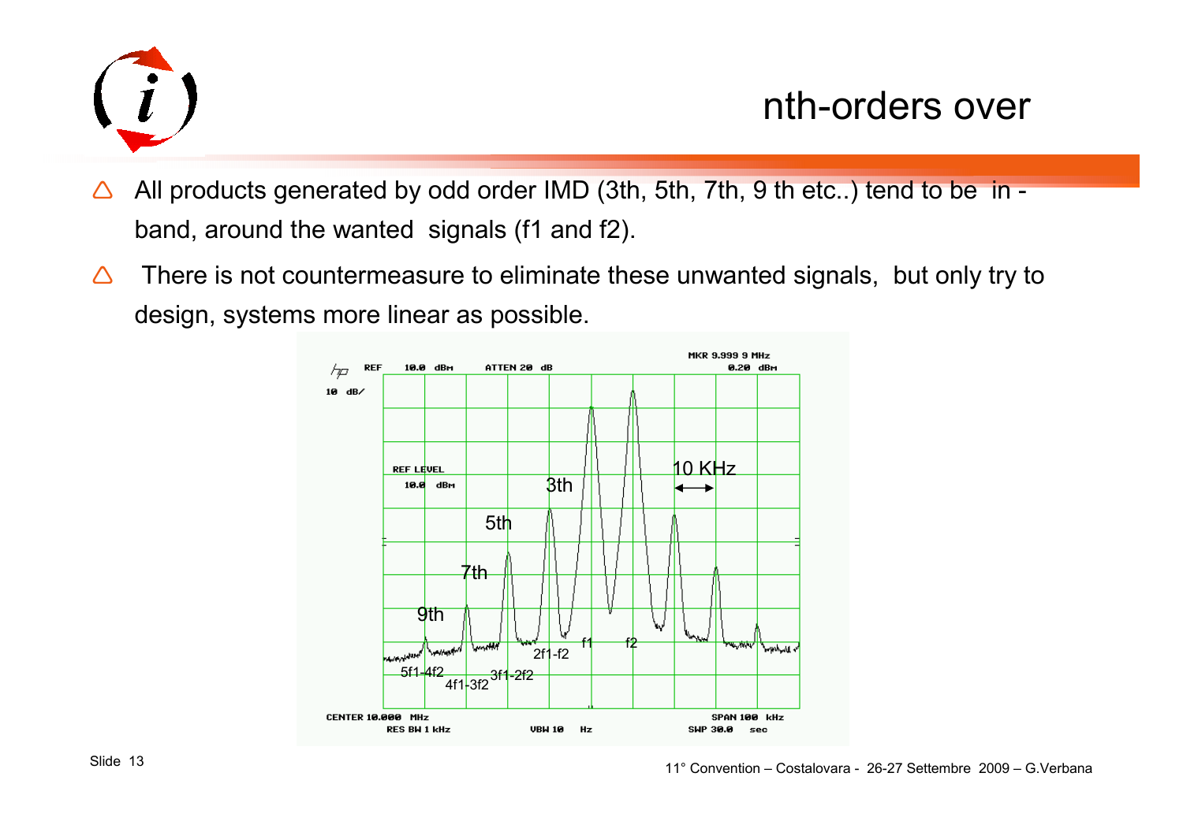# nth-orders over

- All products generated by odd order IMD (3th, 5th, 7th, 9 th etc..) tend to be in - band, around the wanted signals (f1 and f2).
- There is not countermeasure to eliminate these unwanted signals, but only try to design, systems more linear as possible.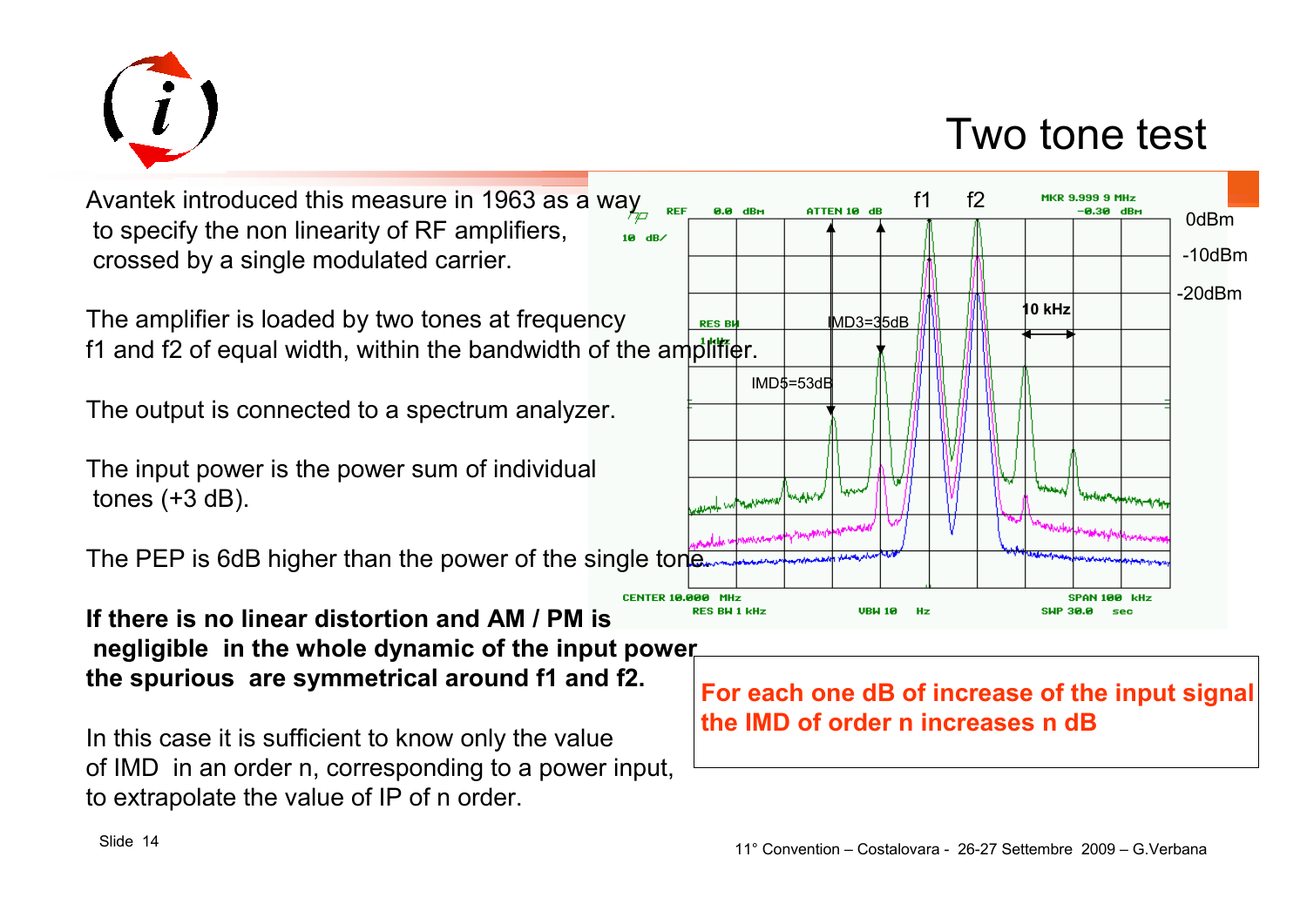# Two tone test

Avantek introduced this measure in 1963 as a way to specify the non linearity of RF amplifiers, crossed by a single modulated carrier.

The amplifier is loaded by two tones at frequency f1 and f2 of equal width, within the bandwidth of the amplifier.

The output is connected to a spectrum analyzer.

The input power is the power sum of individual tones (+3 dB).

The PEP is 6dB higher than the power of the single tone.

**If there is no linear distortion and AM / PM is negligible in the whole dynamic of the input power the spurious are symmetrical around f1 and f2.**

In this case it is sufficient to know only the value of IMD in an order n, corresponding to a power input, to extrapolate the value of IP of n order.

**For each one dB of increase of the input signal the IMD of order n increases n dB**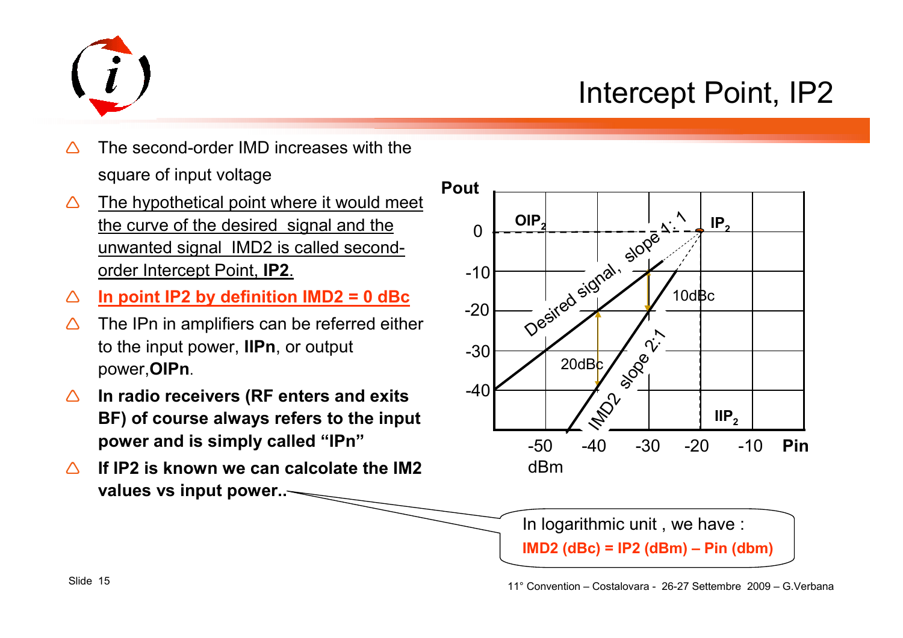# Intercept Point, IP2

- The second-order IMD increases with the square of input voltage
- The hypothetical point where it would meet the curve of the desired signal and the unwanted signal IMD2 is called second-order Intercept Point, **IP2**.
- **In point IP2 by definition IMD2 = 0 dBc**
- The IPn in amplifiers can be referred either to the input power, **IIPn**, or output power, **OIPn**.
- **In radio receivers (RF enters and exits BF) of course always refers to the input power and is simply called "IPn"**
- **If IP2 is known we can calcolate the IM2 values vs input power..**

In logarithmic unit , we have :

**IMD2 (dBc) = IP2 (dBm) – Pin (dbm)**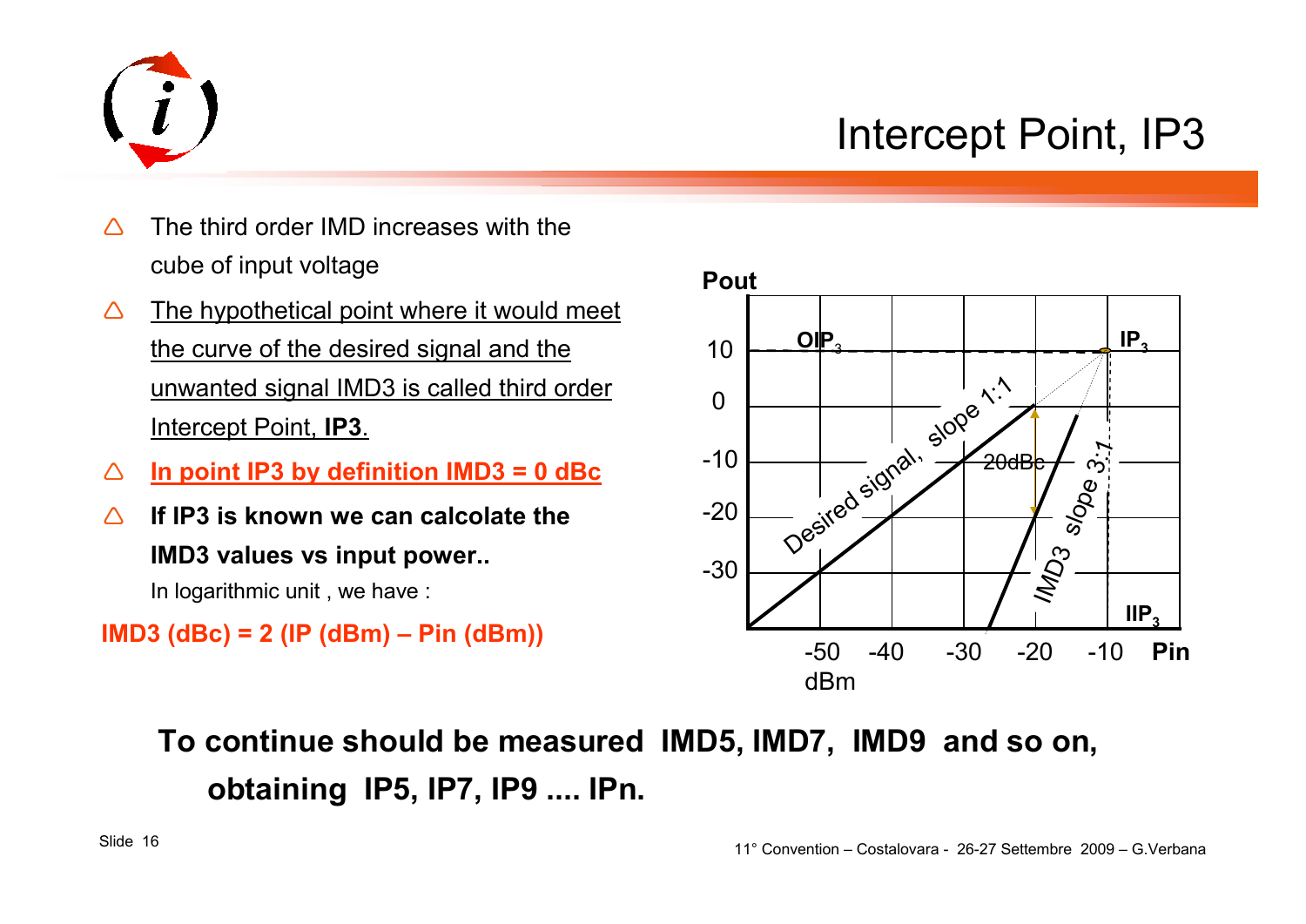# Intercept Point, IP3

- The third order IMD increases with the cube of input voltage
- The hypothetical point where it would meet the curve of the desired signal and the unwanted signal IMD3 is called third order Intercept Point, **IP3**.
- **In point IP3 by definition IMD3 = 0 dBc**
- **If IP3 is known we can calcolate the IMD3 values vs input power..**

  In logarithmic unit , we have :

**IMD3 (dBc) = 2 (IP (dBm) – Pin (dBm))**

**To continue should be measured IMD5, IMD7, IMD9 and so on, obtaining IP5, IP7, IP9 .... IPn.**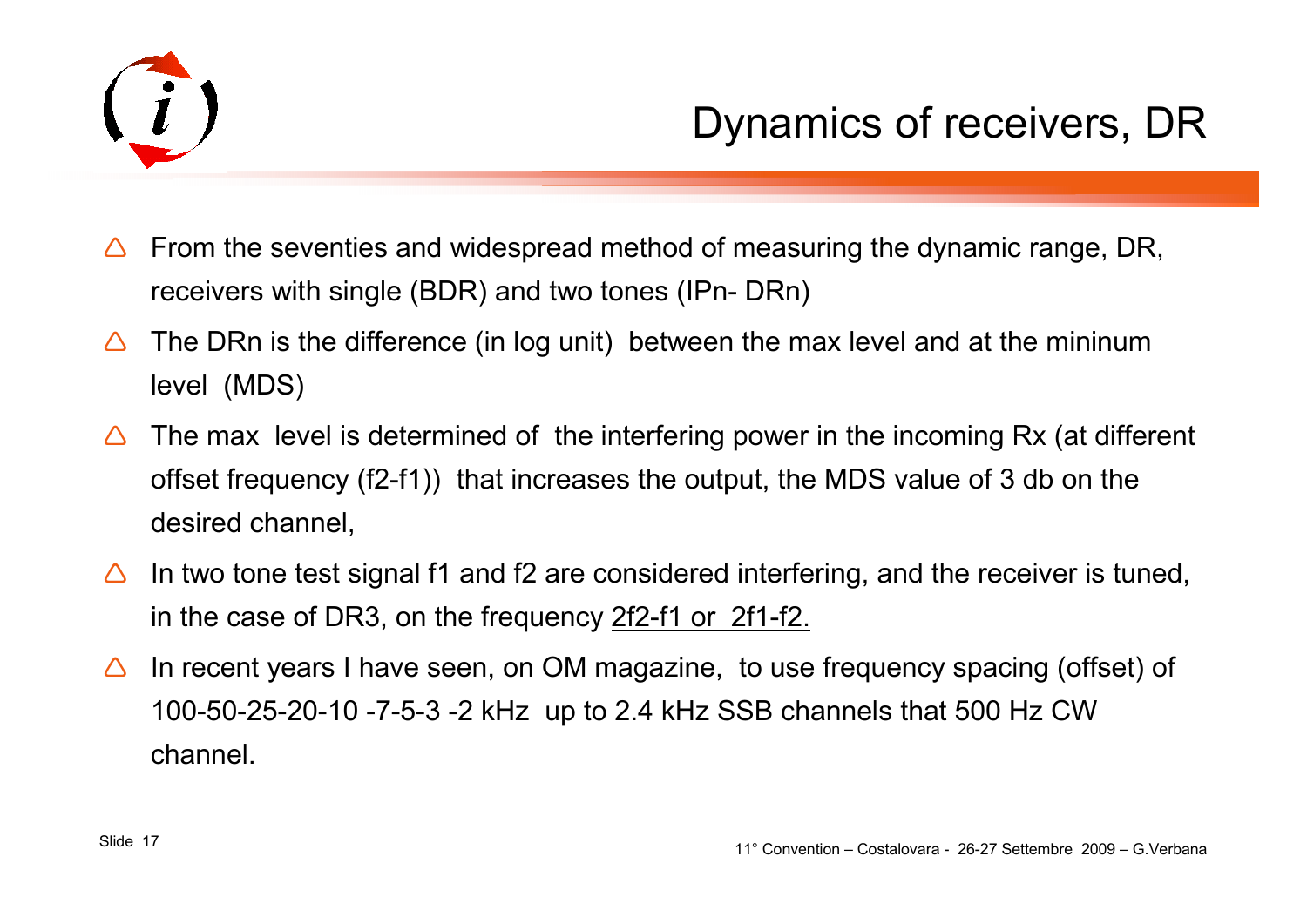# Dynamics of receivers, DR

- From the seventies and widespread method of measuring the dynamic range, DR, receivers with single (BDR) and two tones (IPn- DRn)
- The DRn is the difference (in log unit) between the max level and at the mininum level (MDS)
- The max level is determined of the interfering power in the incoming Rx (at different offset frequency (f2-f1)) that increases the output, the MDS value of 3 db on the desired channel,
- In two tone test signal f1 and f2 are considered interfering, and the receiver is tuned, in the case of DR3, on the frequency <u>2f2-f1 or 2f1-f2.</u>
- In recent years I have seen, on OM magazine, to use frequency spacing (offset) of 100-50-25-20-10 -7-5-3 -2 kHz up to 2.4 kHz SSB channels that 500 Hz CW channel.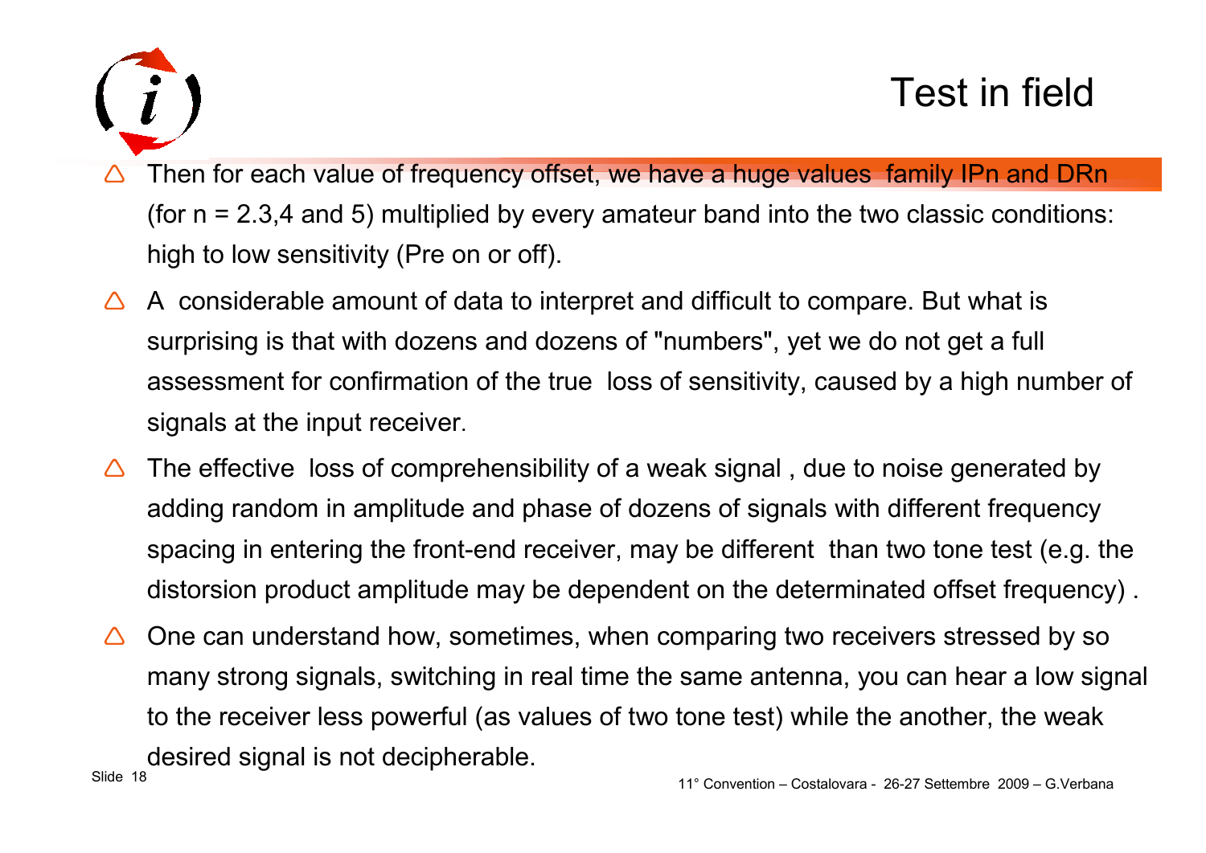# Test in field

- Then for each value of frequency offset, we have a huge values family IPn and DRn (for n = 2.3,4 and 5) multiplied by every amateur band into the two classic conditions: high to low sensitivity (Pre on or off).
- A considerable amount of data to interpret and difficult to compare. But what is surprising is that with dozens and dozens of "numbers", yet we do not get a full assessment for confirmation of the true loss of sensitivity, caused by a high number of signals at the input receiver.
- The effective loss of comprehensibility of a weak signal , due to noise generated by adding random in amplitude and phase of dozens of signals with different frequency spacing in entering the front-end receiver, may be different than two tone test (e.g. the distorsion product amplitude may be dependent on the determinated offset frequency) .
- One can understand how, sometimes, when comparing two receivers stressed by so many strong signals, switching in real time the same antenna, you can hear a low signal to the receiver less powerful (as values of two tone test) while the another, the weak desired signal is not decipherable.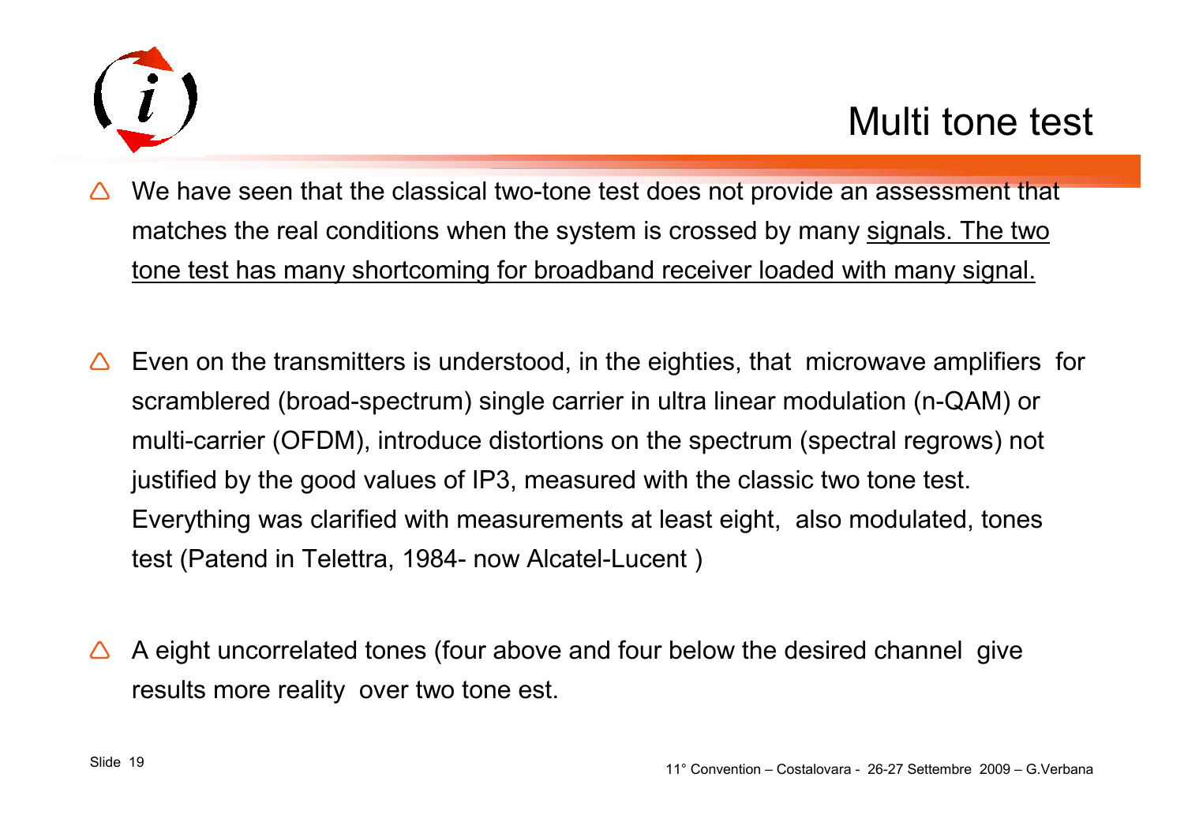# Multi tone test

- We have seen that the classical two-tone test does not provide an assessment that matches the real conditions when the system is crossed by many signals. The two tone test has many shortcoming for broadband receiver loaded with many signal.

- Even on the transmitters is understood, in the eighties, that microwave amplifiers for scramblered (broad-spectrum) single carrier in ultra linear modulation (n-QAM) or multi-carrier (OFDM), introduce distortions on the spectrum (spectral regrows) not justified by the good values of IP3, measured with the classic two tone test. Everything was clarified with measurements at least eight, also modulated, tones test (Patend in Telettra, 1984- now Alcatel-Lucent )

- A eight uncorrelated tones (four above and four below the desired channel give results more reality over two tone est.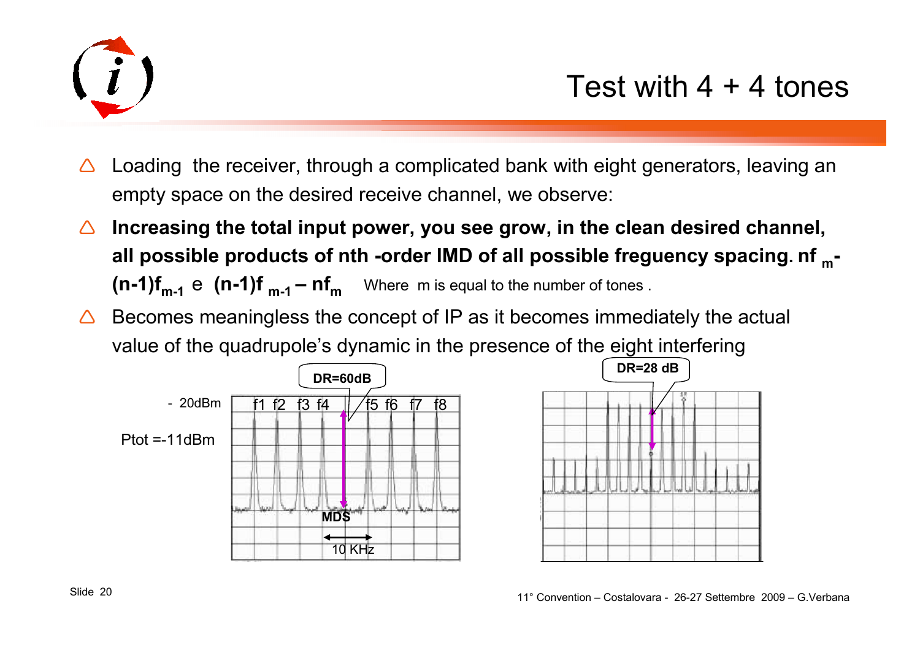# Test with 4 + 4 tones

- Loading the receiver, through a complicated bank with eight generators, leaving an empty space on the desired receive channel, we observe:
- **Increasing the total input power, you see grow, in the clean desired channel, all possible products of nth -order IMD of all possible freguency spacing. $nf_m$-$(n-1)f_{m-1}$** e **$(n-1)f_{m-1} - nf_m$** Where m is equal to the number of tones .
- Becomes meaningless the concept of IP as it becomes immediately the actual value of the quadrupole's dynamic in the presence of the eight interfering

DR=60dB

- 20dBm

Ptot =-11dBm

f1 f2 f3 f4 f5 f6 f7 f8

MDS

10 KHz

DR=28 dB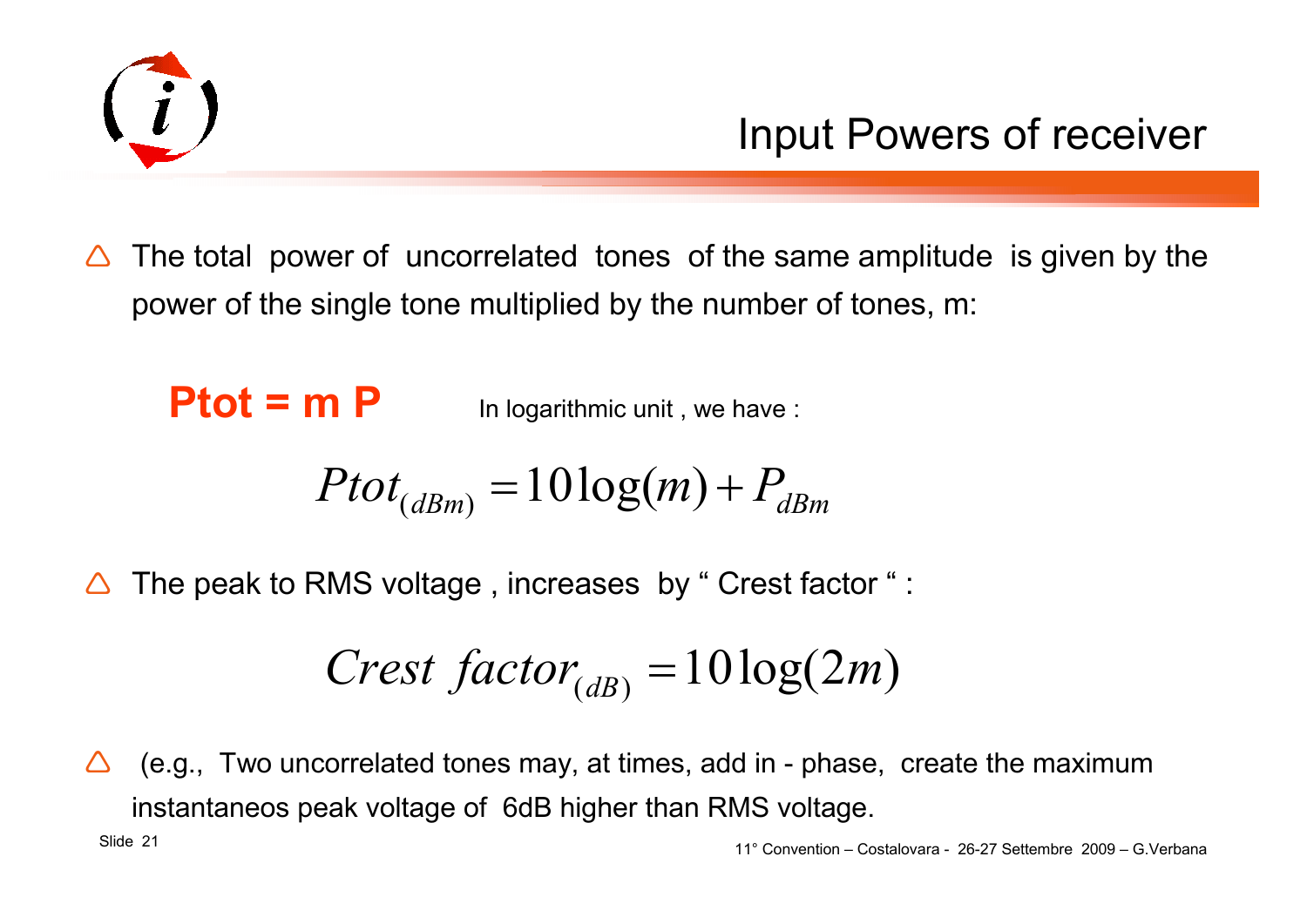# Input Powers of receiver

- The total power of uncorrelated tones of the same amplitude is given by the power of the single tone multiplied by the number of tones, m:

**Ptot = m P** In logarithmic unit , we have :

$$Ptot_{(dBm)} = 10\log(m) + P_{dBm}$$

- The peak to RMS voltage , increases by " Crest factor " :

$$Crest\ \ factor_{(dB)} = 10\log(2m)$$

- (e.g., Two uncorrelated tones may, at times, add in - phase, create the maximum instantaneos peak voltage of 6dB higher than RMS voltage.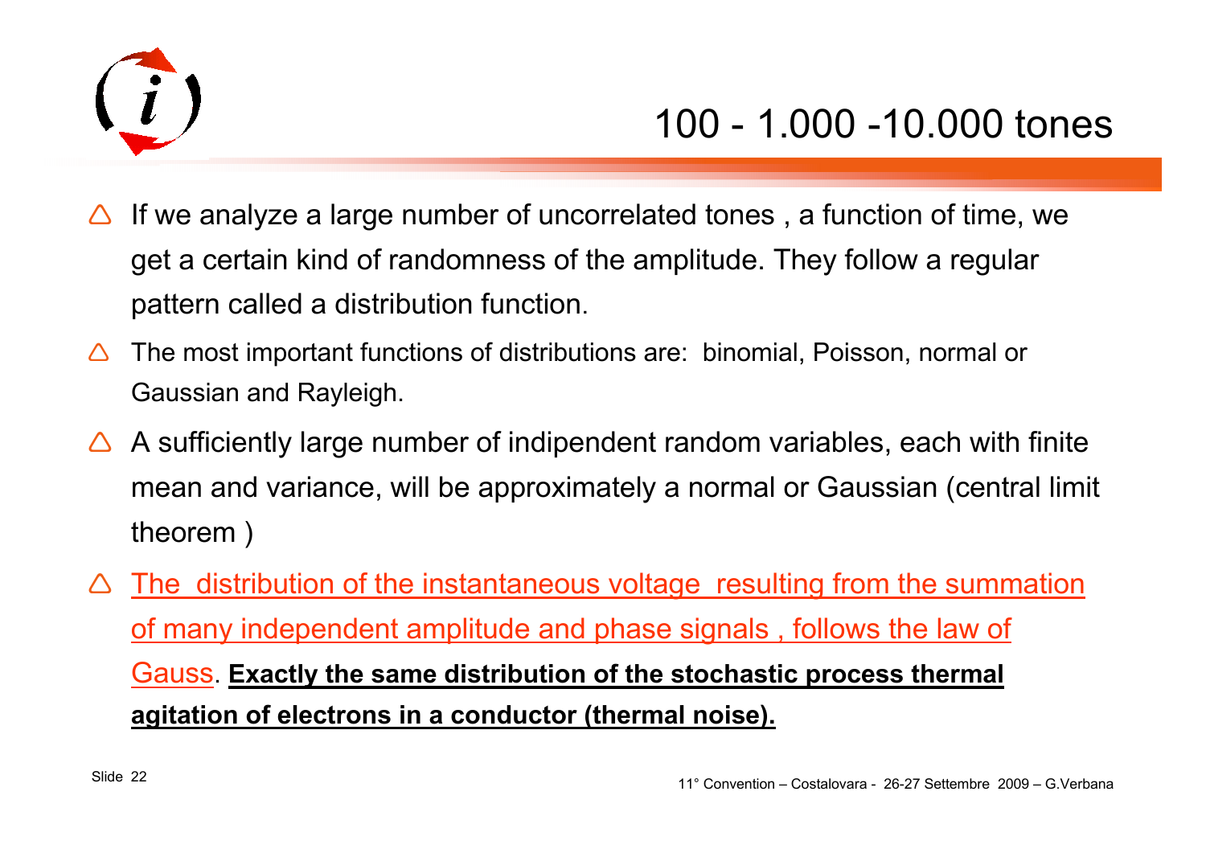# 100 - 1.000 -10.000 tones

- If we analyze a large number of uncorrelated tones , a function of time, we get a certain kind of randomness of the amplitude. They follow a regular pattern called a distribution function.
- The most important functions of distributions are: binomial, Poisson, normal or Gaussian and Rayleigh.
- A sufficiently large number of indipendent random variables, each with finite mean and variance, will be approximately a normal or Gaussian (central limit theorem )
- The distribution of the instantaneous voltage resulting from the summation of many independent amplitude and phase signals , follows the law of Gauss. **Exactly the same distribution of the stochastic process thermal agitation of electrons in a conductor (thermal noise).**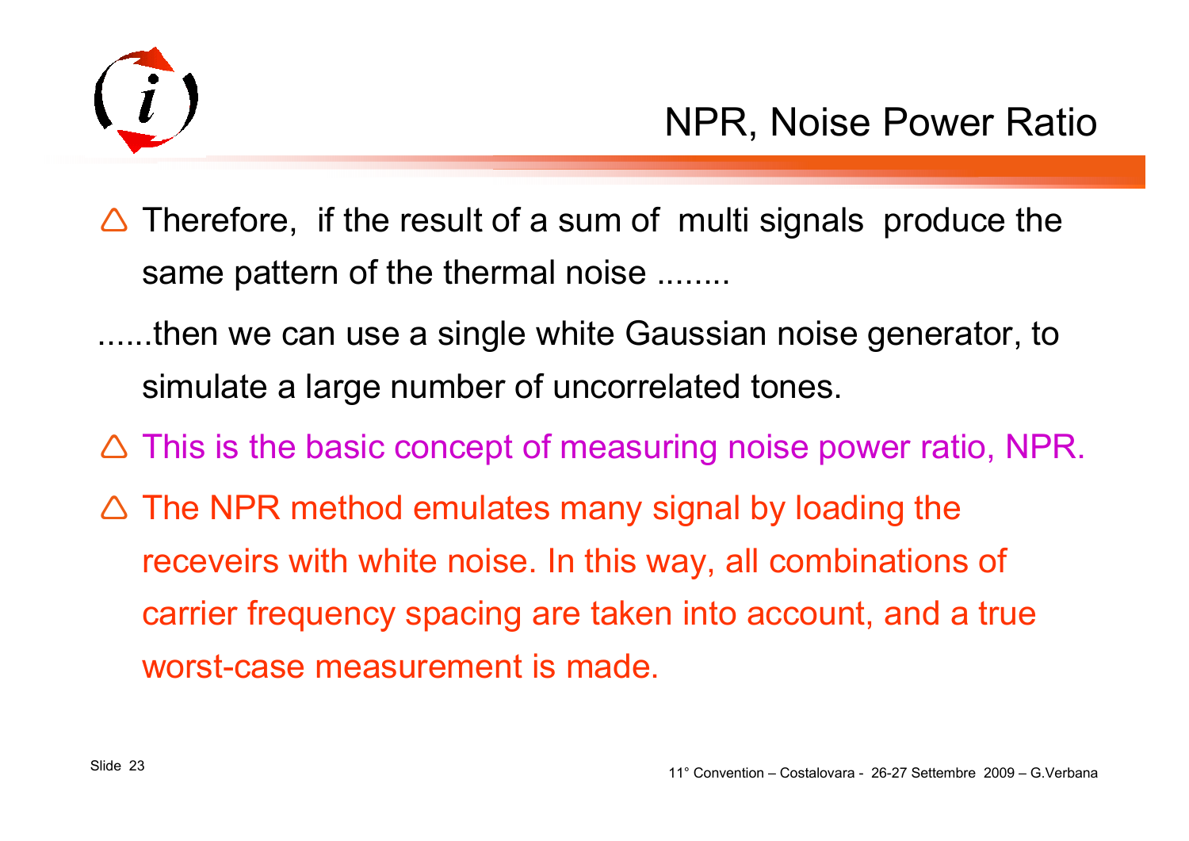# NPR, Noise Power Ratio

- Therefore, if the result of a sum of multi signals produce the same pattern of the thermal noise ........

......then we can use a single white Gaussian noise generator, to simulate a large number of uncorrelated tones.

- This is the basic concept of measuring noise power ratio, NPR.
- The NPR method emulates many signal by loading the receveirs with white noise. In this way, all combinations of carrier frequency spacing are taken into account, and a true worst-case measurement is made.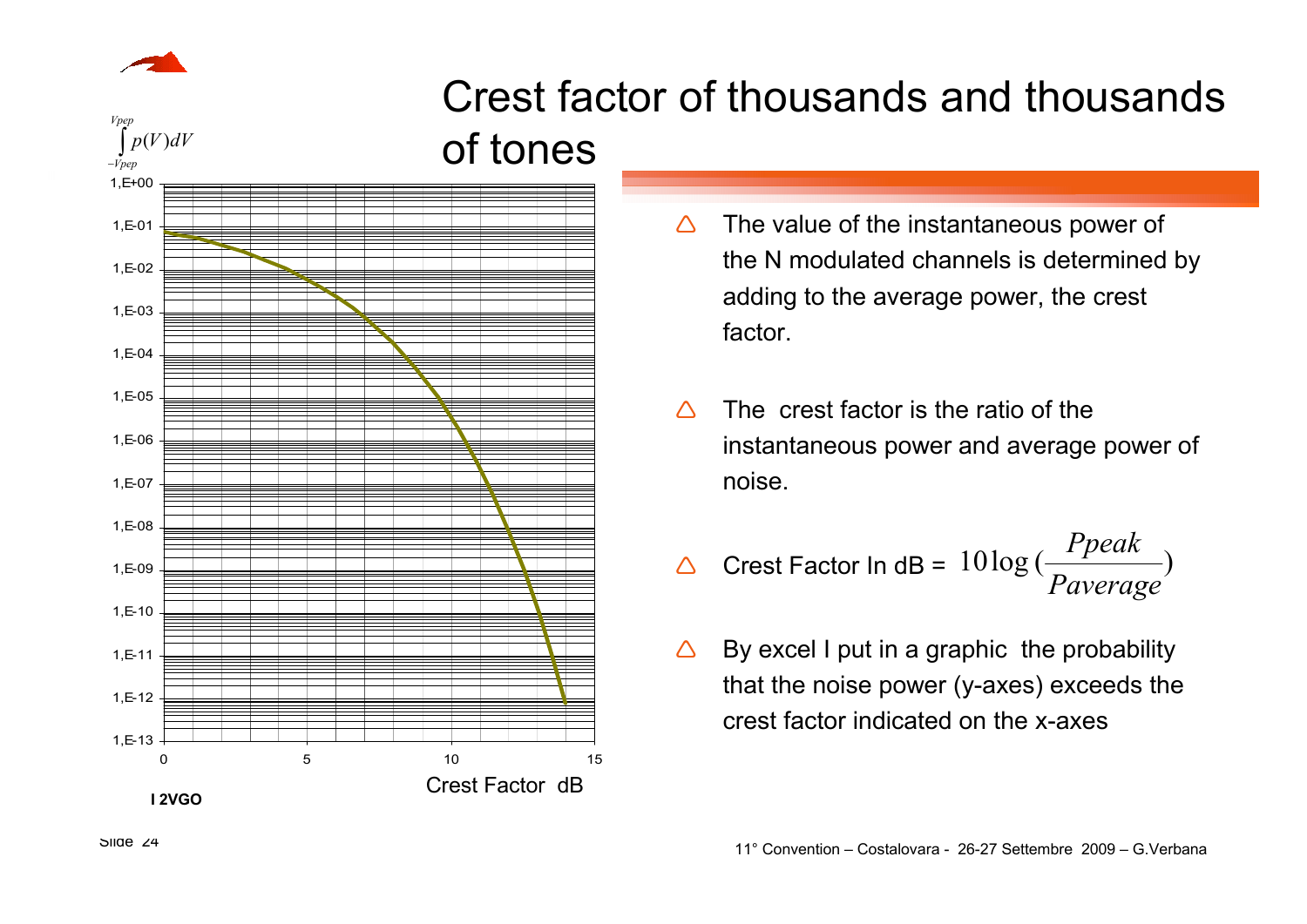# Crest factor of thousands and thousands of tones

- The value of the instantaneous power of the N modulated channels is determined by adding to the average power, the crest factor.
- The crest factor is the ratio of the instantaneous power and average power of noise.
- Crest Factor In dB = $10\log(\frac{Ppeak}{Paverage})$
- By excel I put in a graphic the probability that the noise power (y-axes) exceeds the crest factor indicated on the x-axes

$$\int_{-Vpep}^{Vpep} p(V)dV$$

Crest Factor dB

I 2VGO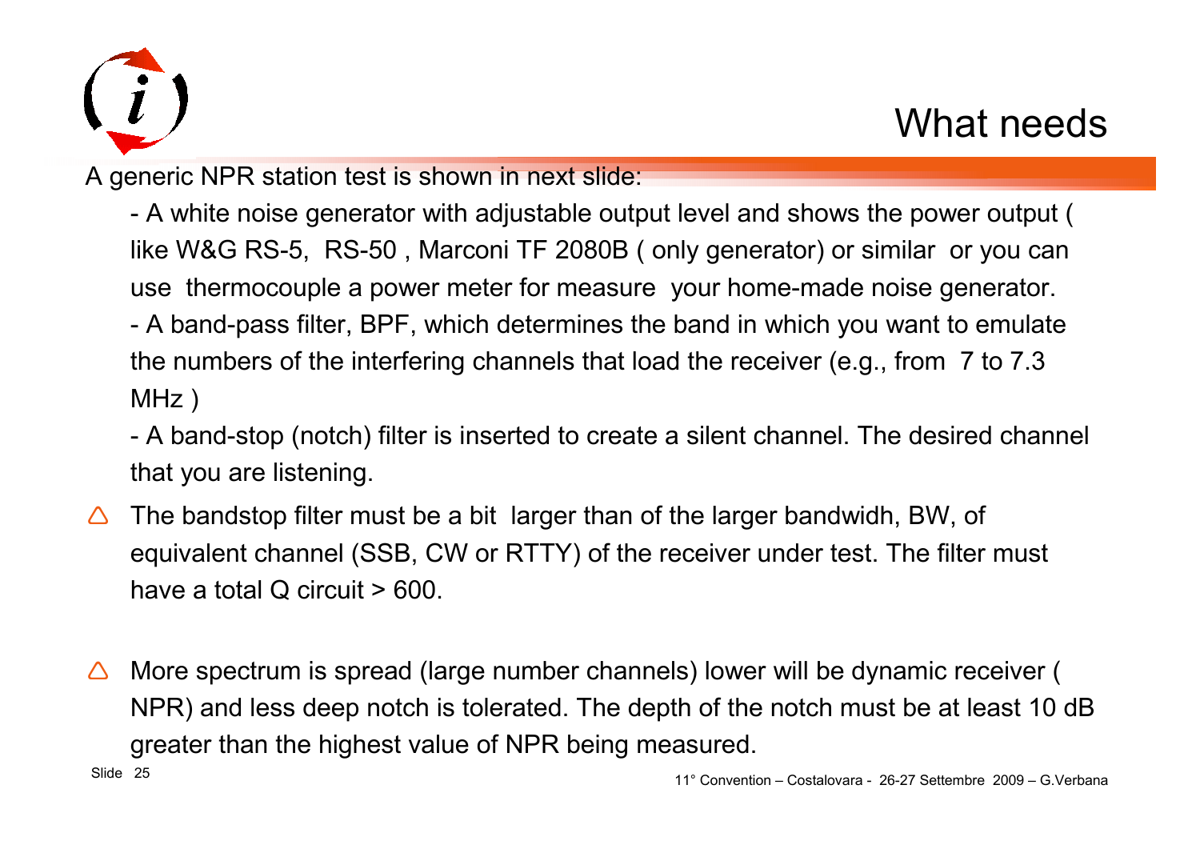# What needs

A generic NPR station test is shown in next slide:

- A white noise generator with adjustable output level and shows the power output ( like W&G RS-5,  RS-50 , Marconi TF 2080B ( only generator) or similar  or you can use  thermocouple a power meter for measure  your home-made noise generator.
- A band-pass filter, BPF, which determines the band in which you want to emulate the numbers of the interfering channels that load the receiver (e.g., from  7 to 7.3 MHz )
- A band-stop (notch) filter is inserted to create a silent channel. The desired channel that you are listening.

- The bandstop filter must be a bit  larger than of the larger bandwidh, BW, of equivalent channel (SSB, CW or RTTY) of the receiver under test. The filter must have a total Q circuit > 600.

- More spectrum is spread (large number channels) lower will be dynamic receiver ( NPR) and less deep notch is tolerated. The depth of the notch must be at least 10 dB greater than the highest value of NPR being measured.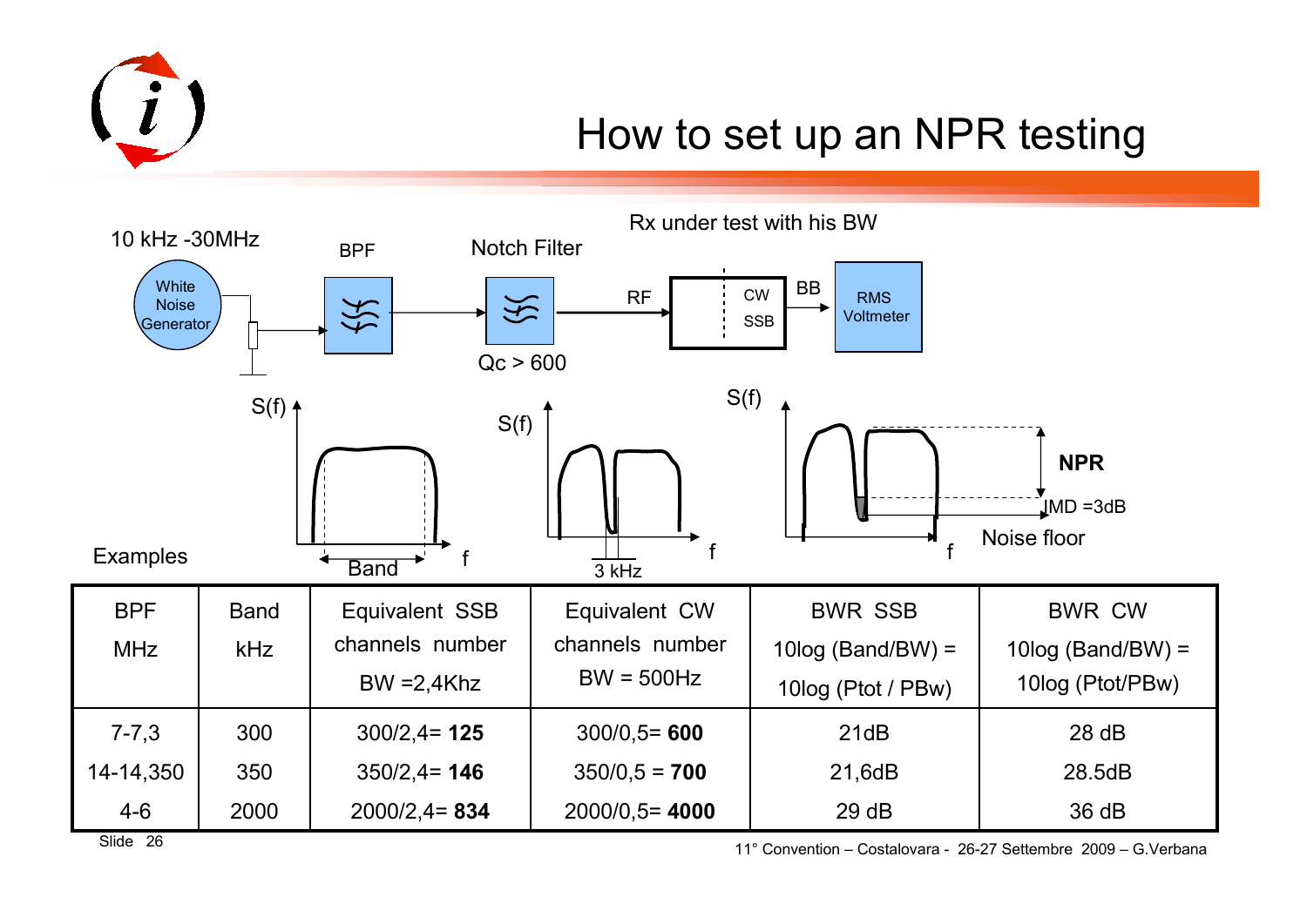# How to set up an NPR testing

10 kHz -30MHz

White Noise Generator → BPF → Notch Filter (Qc > 600) → RF → Rx under test with his BW (CW / SSB) → BB → RMS Voltmeter

S(f) — Band — f

S(f) — 3 kHz — f

S(f) — NPR — IMD =3dB — Noise floor — f

Examples

| BPF MHz | Band kHz | Equivalent SSB channels number BW =2,4Khz | Equivalent CW channels number BW = 500Hz | BWR SSB 10log (Band/BW) = 10log (Ptot / PBw) | BWR CW 10log (Band/BW) = 10log (Ptot/PBw) |
|---|---|---|---|---|---|
| 7-7,3 | 300 | 300/2,4= **125** | 300/0,5= **600** | 21dB | 28 dB |
| 14-14,350 | 350 | 350/2,4= **146** | 350/0,5 = **700** | 21,6dB | 28.5dB |
| 4-6 | 2000 | 2000/2,4= **834** | 2000/0,5= **4000** | 29 dB | 36 dB |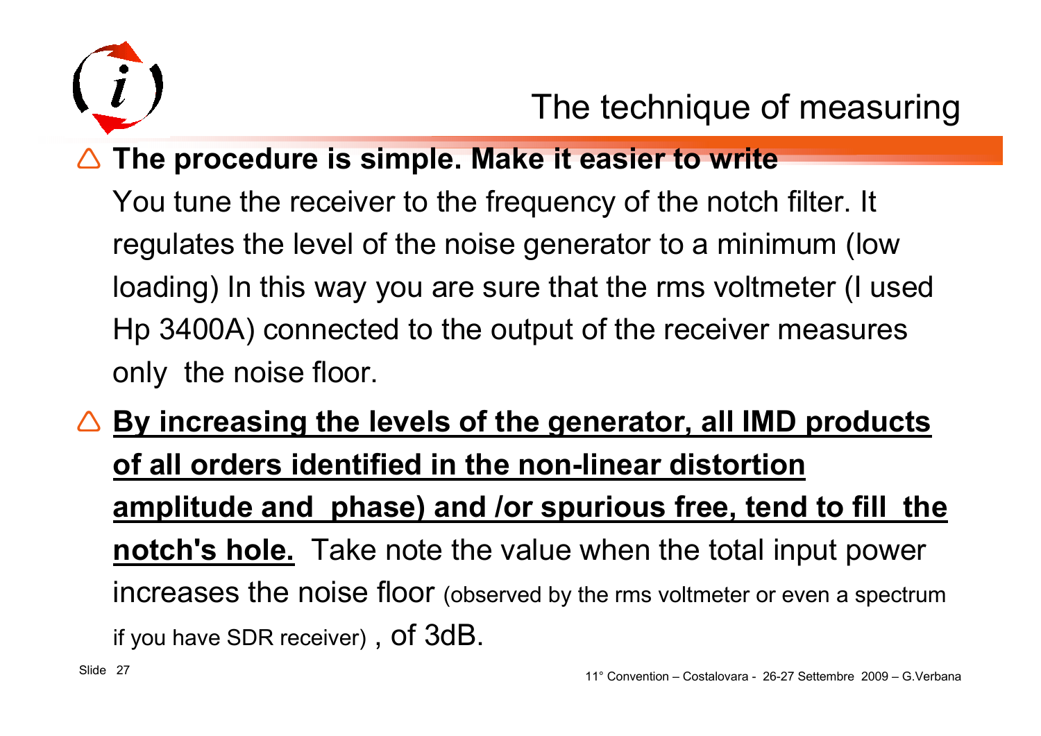## The technique of measuring

- **The procedure is simple. Make it easier to write**

  You tune the receiver to the frequency of the notch filter. It regulates the level of the noise generator to a minimum (low loading) In this way you are sure that the rms voltmeter (I used Hp 3400A) connected to the output of the receiver measures only the noise floor.

- **<u>By increasing the levels of the generator, all IMD products of all orders identified in the non-linear distortion amplitude and phase) and /or spurious free, tend to fill the notch's hole.</u>** Take note the value when the total input power increases the noise floor (observed by the rms voltmeter or even a spectrum if you have SDR receiver) , of 3dB.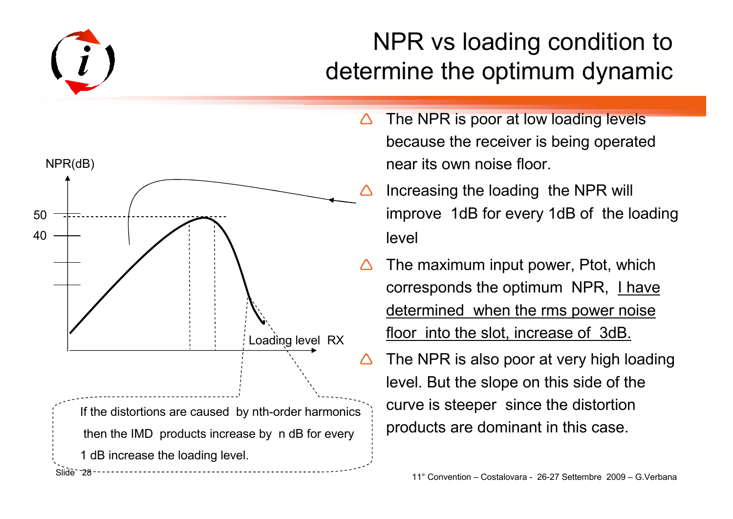# NPR vs loading condition to determine the optimum dynamic

NPR(dB)

50

40

Loading level RX

If the distortions are caused by nth-order harmonics then the IMD products increase by n dB for every 1 dB increase the loading level.

- The NPR is poor at low loading levels because the receiver is being operated near its own noise floor.
- Increasing the loading the NPR will improve 1dB for every 1dB of the loading level
- The maximum input power, Ptot, which corresponds the optimum NPR, <u>I have determined when the rms power noise floor into the slot, increase of 3dB.</u>
- The NPR is also poor at very high loading level. But the slope on this side of the curve is steeper since the distortion products are dominant in this case.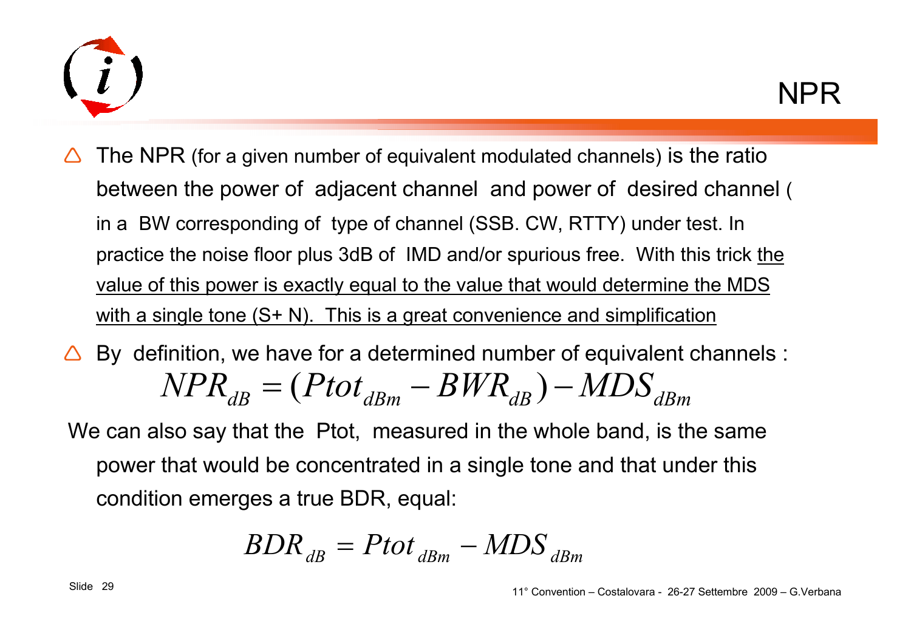# NPR

- The NPR (for a given number of equivalent modulated channels) is the ratio between the power of adjacent channel and power of desired channel ( in a BW corresponding of type of channel (SSB. CW, RTTY) under test. In practice the noise floor plus 3dB of IMD and/or spurious free. With this trick <u>the value of this power is exactly equal to the value that would determine the MDS with a single tone (S+ N). This is a great convenience and simplification</u>

- By definition, we have for a determined number of equivalent channels :

$$NPR_{dB} = (Ptot_{dBm} - BWR_{dB}) - MDS_{dBm}$$

We can also say that the Ptot, measured in the whole band, is the same power that would be concentrated in a single tone and that under this condition emerges a true BDR, equal:

$$BDR_{dB} = Ptot_{dBm} - MDS_{dBm}$$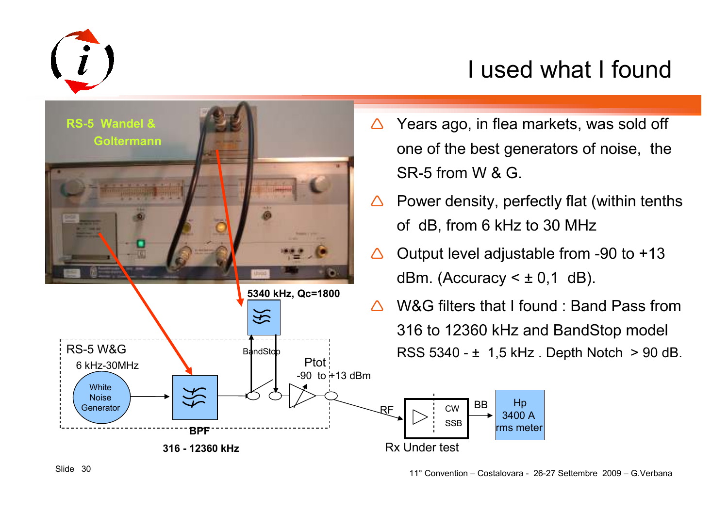# I used what I found

- Years ago, in flea markets, was sold off one of the best generators of noise, the SR-5 from W & G.
- Power density, perfectly flat (within tenths of dB, from 6 kHz to 30 MHz
- Output level adjustable from -90 to +13 dBm. (Accuracy < ± 0,1 dB).
- W&G filters that I found : Band Pass from 316 to 12360 kHz and BandStop model RSS 5340 - ± 1,5 kHz . Depth Notch > 90 dB.

RS-5 Wandel & Goltermann

5340 kHz, Qc=1800

RS-5 W&G
6 kHz-30MHz

White Noise Generator

BPF
316 - 12360 kHz

BandStop

Ptot
-90 to +13 dBm

RF

CW
SSB

Rx Under test

BB

Hp 3400 A rms meter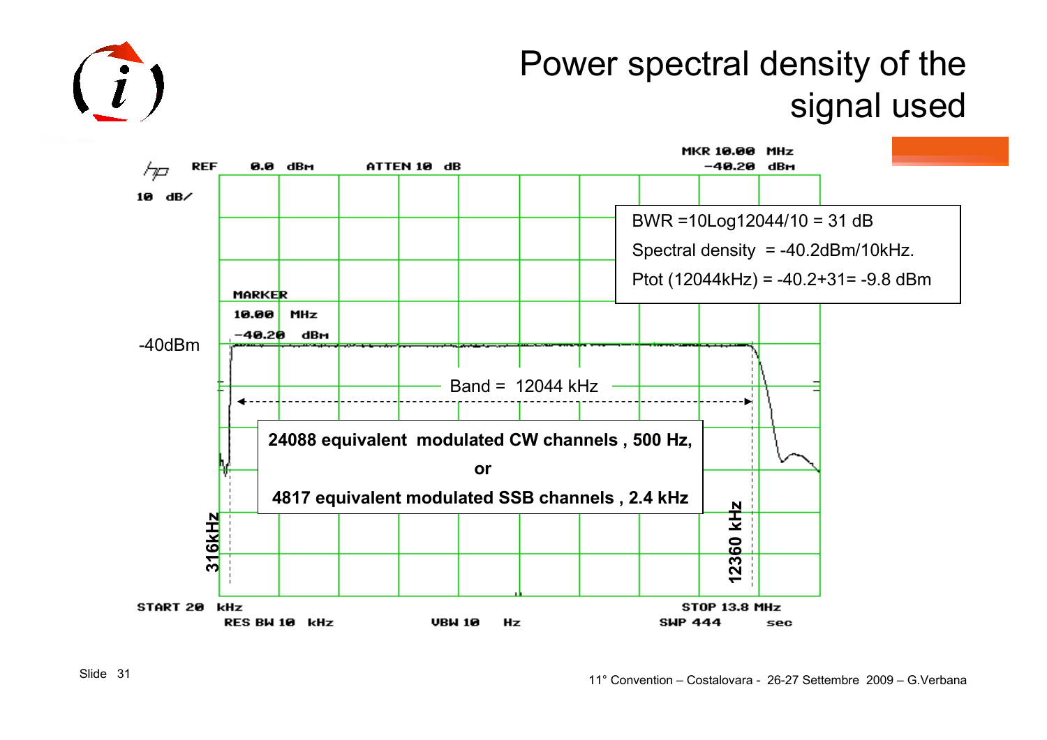# Power spectral density of the signal used

REF 0.0 dBm ATTEN 10 dB

MKR 10.00 MHz −40.20 dBm

10 dB/

MARKER 10.00 MHz −40.20 dBm

-40dBm

BWR =10Log12044/10 = 31 dB

Spectral density = -40.2dBm/10kHz.

Ptot (12044kHz) = -40.2+31= -9.8 dBm

Band = 12044 kHz

**24088 equivalent modulated CW channels , 500 Hz,**

**or**

**4817 equivalent modulated SSB channels , 2.4 kHz**

**316kHz**

**12360 kHz**

START 20 kHz STOP 13.8 MHz

RES BW 10 kHz VBW 10 Hz SWP 444 sec

11° Convention – Costalovara - 26-27 Settembre 2009 – G.Verbana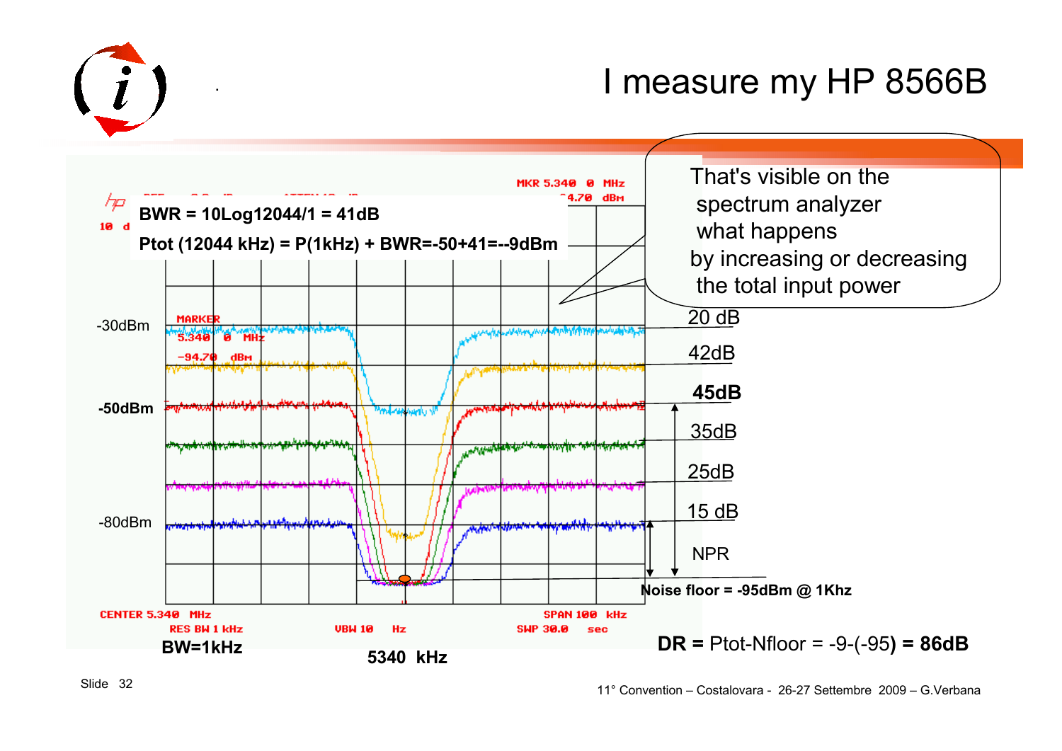# I measure my HP 8566B

**BWR = 10Log12044/1 = 41dB**

**Ptot (12044 kHz) = P(1kHz) + BWR=-50+41=--9dBm**

That's visible on the spectrum analyzer what happens by increasing or decreasing the total input power

MKR 5.340 0 MHz
-94.70 dBm

MARKER
5.340 0 MHz
-94.70 dBm

-30dBm

**-50dBm**

-80dBm

20 dB

42dB

**45dB**

35dB

25dB

15 dB

NPR

**Noise floor = -95dBm @ 1Khz**

CENTER 5.340 MHz
RES BW 1 kHz
VBW 10 Hz
SPAN 100 kHz
SWP 30.0 sec

**BW=1kHz**

**5340 kHz**

**DR =** Ptot-Nfloor = -9-(-95) **= 86dB**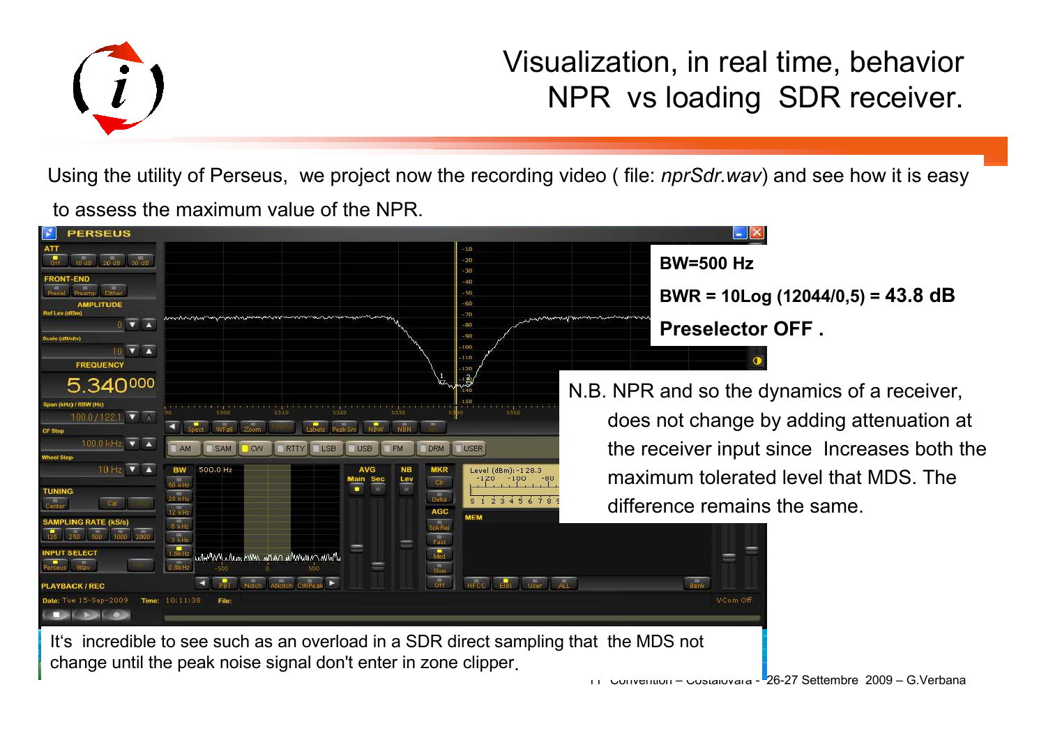# Visualization, in real time, behavior NPR vs loading SDR receiver.

Using the utility of Perseus, we project now the recording video ( file: *nprSdr.wav*) and see how it is easy to assess the maximum value of the NPR.

**BW=500 Hz**

**BWR = 10Log (12044/0,5) = 43.8 dB**

**Preselector OFF .**

N.B. NPR and so the dynamics of a receiver, does not change by adding attenuation at the receiver input since Increases both the maximum tolerated level that MDS. The difference remains the same.

It's incredible to see such as an overload in a SDR direct sampling that the MDS not change until the peak noise signal don't enter in zone clipper.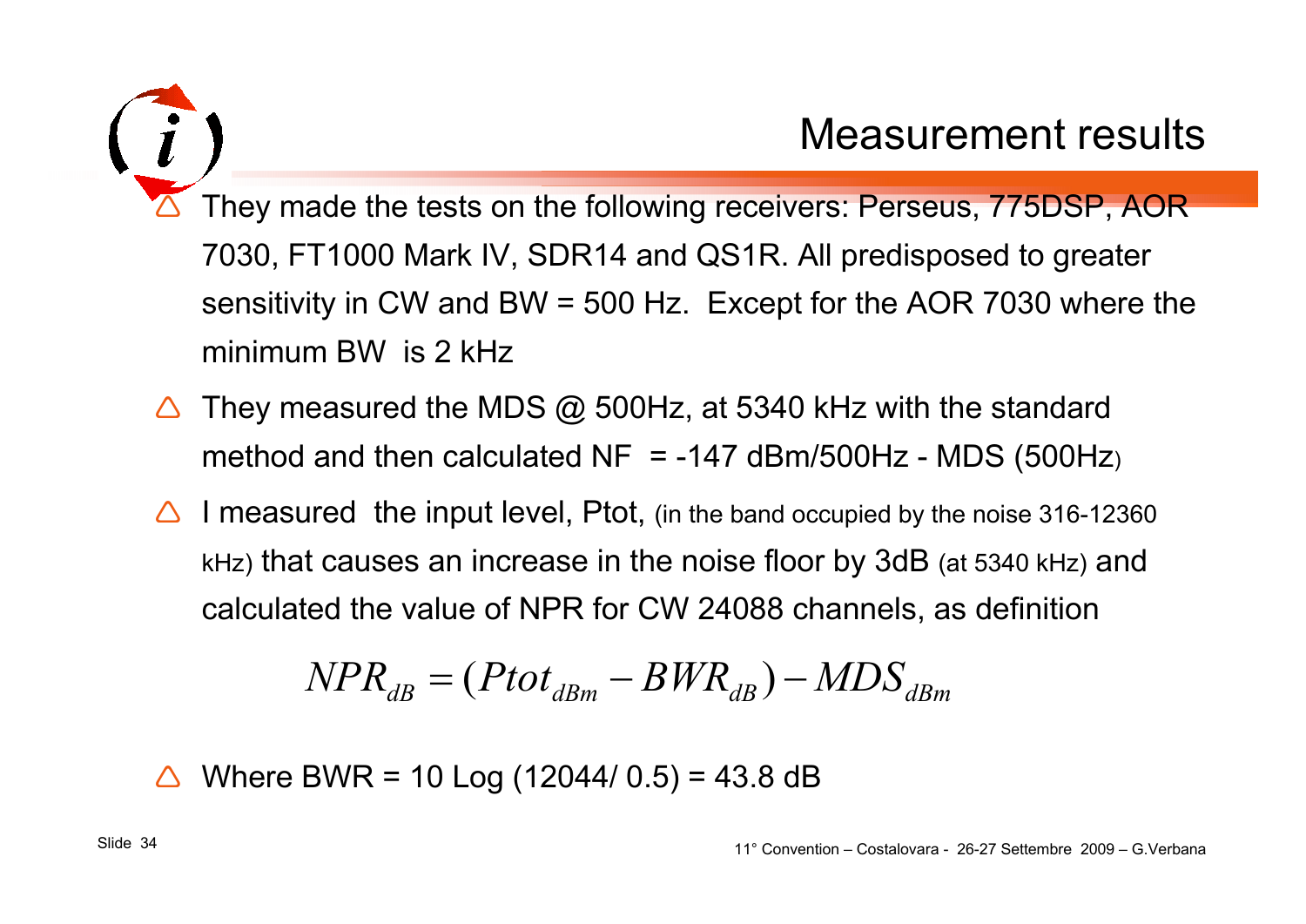# Measurement results

- They made the tests on the following receivers: Perseus, 775DSP, AOR 7030, FT1000 Mark IV, SDR14 and QS1R. All predisposed to greater sensitivity in CW and BW = 500 Hz. Except for the AOR 7030 where the minimum BW is 2 kHz
- They measured the MDS @ 500Hz, at 5340 kHz with the standard method and then calculated NF = -147 dBm/500Hz - MDS (500Hz)
- I measured the input level, Ptot, (in the band occupied by the noise 316-12360 kHz) that causes an increase in the noise floor by 3dB (at 5340 kHz) and calculated the value of NPR for CW 24088 channels, as definition

$$NPR_{dB} = (Ptot_{dBm} - BWR_{dB}) - MDS_{dBm}$$

- Where BWR = 10 Log (12044/ 0.5) = 43.8 dB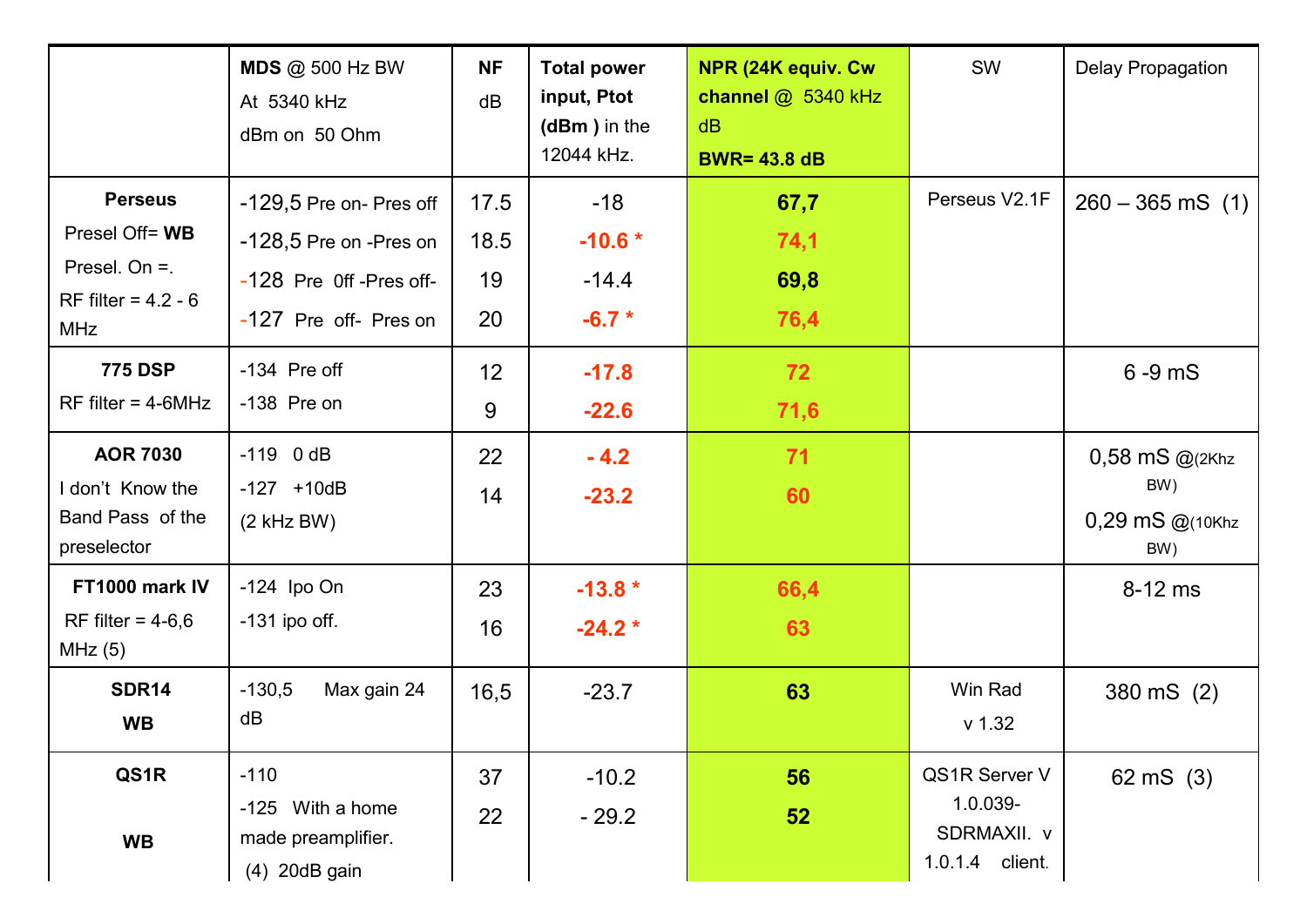| | **MDS** @ 500 Hz BW At 5340 kHz dBm on 50 Ohm | **NF** dB | **Total power input, Ptot (dBm )** in the 12044 kHz. | **NPR (24K equiv. Cw channel** @ 5340 kHz dB **BWR= 43.8 dB** | SW | Delay Propagation |
|---|---|---|---|---|---|---|
| **Perseus** Presel Off= **WB** Presel. On =. RF filter = 4.2 - 6 MHz | -129,5 Pre on- Pres off<br>-128,5 Pre on -Pres on<br>-128 Pre 0ff -Pres off-<br>-127 Pre off- Pres on | 17.5<br>18.5<br>19<br>20 | -18<br>**-10.6 \***<br>-14.4<br>**-6.7 \*** | **67,7**<br>**74,1**<br>**69,8**<br>**76,4** | Perseus V2.1F | 260 – 365 mS (1) |
| **775 DSP** RF filter = 4-6MHz | -134 Pre off<br>-138 Pre on | 12<br>9 | **-17.8**<br>**-22.6** | **72**<br>**71,6** | | 6 -9 mS |
| **AOR 7030** I don't Know the Band Pass of the preselector | -119 0 dB<br>-127 +10dB<br>(2 kHz BW) | 22<br>14 | **- 4.2**<br>**-23.2** | **71**<br>**60** | | 0,58 mS @(2Khz BW)<br>0,29 mS @(10Khz BW) |
| **FT1000 mark IV** RF filter = 4-6,6 MHz (5) | -124 Ipo On<br>-131 ipo off. | 23<br>16 | **-13.8 \***<br>**-24.2 \*** | **66,4**<br>**63** | | 8-12 ms |
| **SDR14** **WB** | -130,5 Max gain 24 dB | 16,5 | -23.7 | **63** | Win Rad v 1.32 | 380 mS (2) |
| **QS1R** **WB** | -110<br>-125 With a home made preamplifier. (4) 20dB gain | 37<br>22 | -10.2<br>- 29.2 | **56**<br>**52** | QS1R Server V 1.0.039- SDRMAXII. v 1.0.1.4 client. | 62 mS (3) |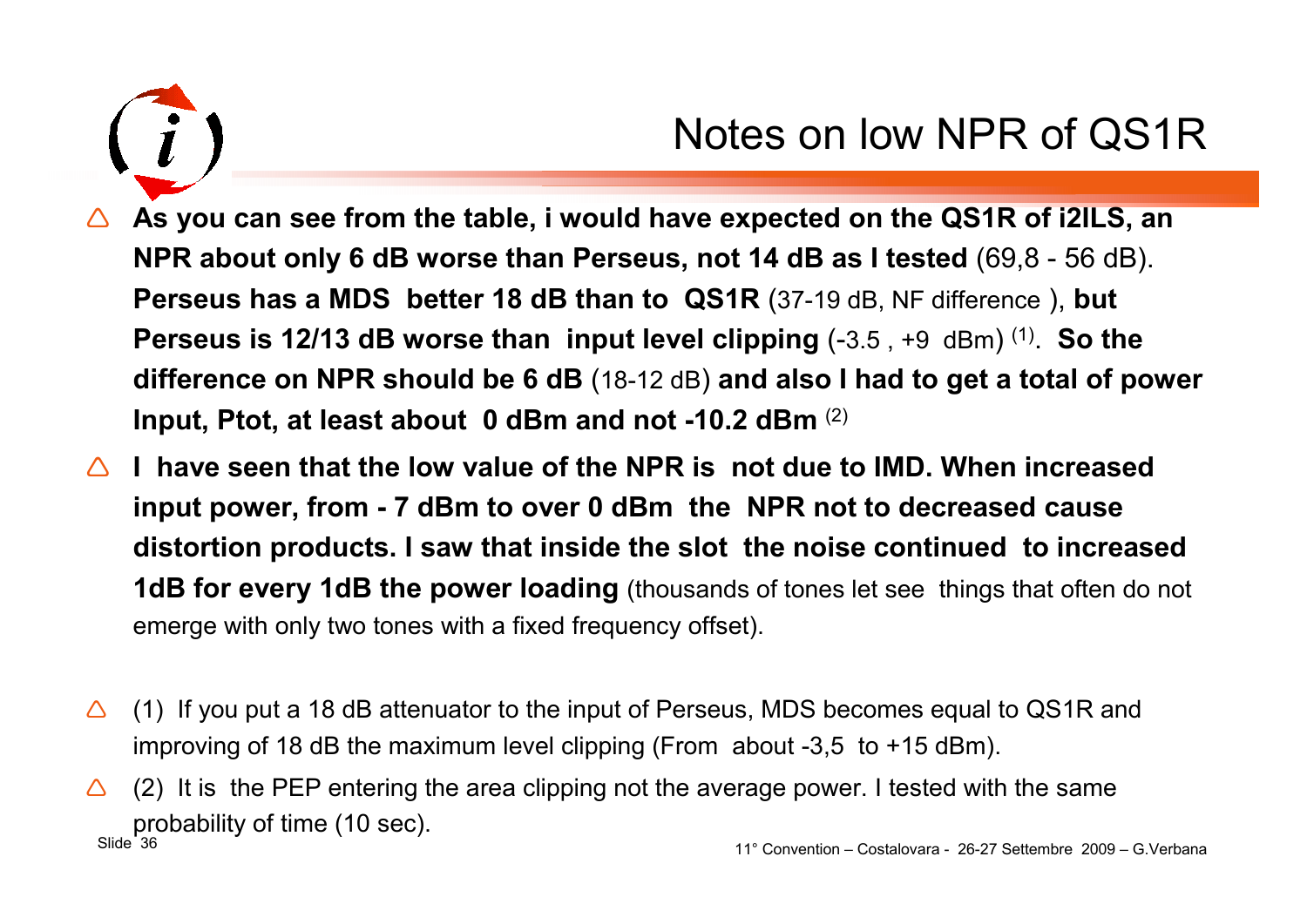# Notes on low NPR of QS1R

- **As you can see from the table, i would have expected on the QS1R of i2ILS, an NPR about only 6 dB worse than Perseus, not 14 dB as I tested** (69,8 - 56 dB). **Perseus has a MDS better 18 dB than to QS1R** (37-19 dB, NF difference ), **but Perseus is 12/13 dB worse than input level clipping** (-3.5 , +9 dBm) [(1)]. **So the difference on NPR should be 6 dB** (18-12 dB) **and also I had to get a total of power Input, Ptot, at least about 0 dBm and not -10.2 dBm** [(2)]
- **I have seen that the low value of the NPR is not due to IMD. When increased input power, from - 7 dBm to over 0 dBm the NPR not to decreased cause distortion products. I saw that inside the slot the noise continued to increased 1dB for every 1dB the power loading** (thousands of tones let see things that often do not emerge with only two tones with a fixed frequency offset).

- (1) If you put a 18 dB attenuator to the input of Perseus, MDS becomes equal to QS1R and improving of 18 dB the maximum level clipping (From about -3,5 to +15 dBm).
- (2) It is the PEP entering the area clipping not the average power. I tested with the same probability of time (10 sec).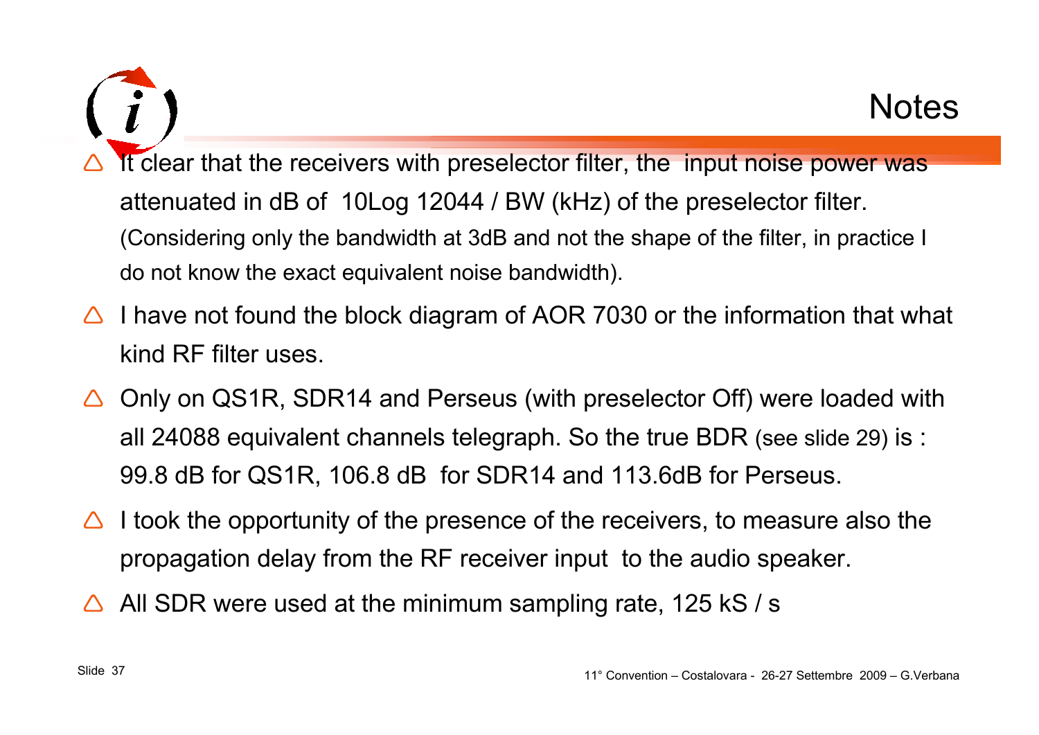# Notes

- It clear that the receivers with preselector filter, the input noise power was attenuated in dB of 10Log 12044 / BW (kHz) of the preselector filter. (Considering only the bandwidth at 3dB and not the shape of the filter, in practice I do not know the exact equivalent noise bandwidth).
- I have not found the block diagram of AOR 7030 or the information that what kind RF filter uses.
- Only on QS1R, SDR14 and Perseus (with preselector Off) were loaded with all 24088 equivalent channels telegraph. So the true BDR (see slide 29) is : 99.8 dB for QS1R, 106.8 dB for SDR14 and 113.6dB for Perseus.
- I took the opportunity of the presence of the receivers, to measure also the propagation delay from the RF receiver input to the audio speaker.
- All SDR were used at the minimum sampling rate, 125 kS / s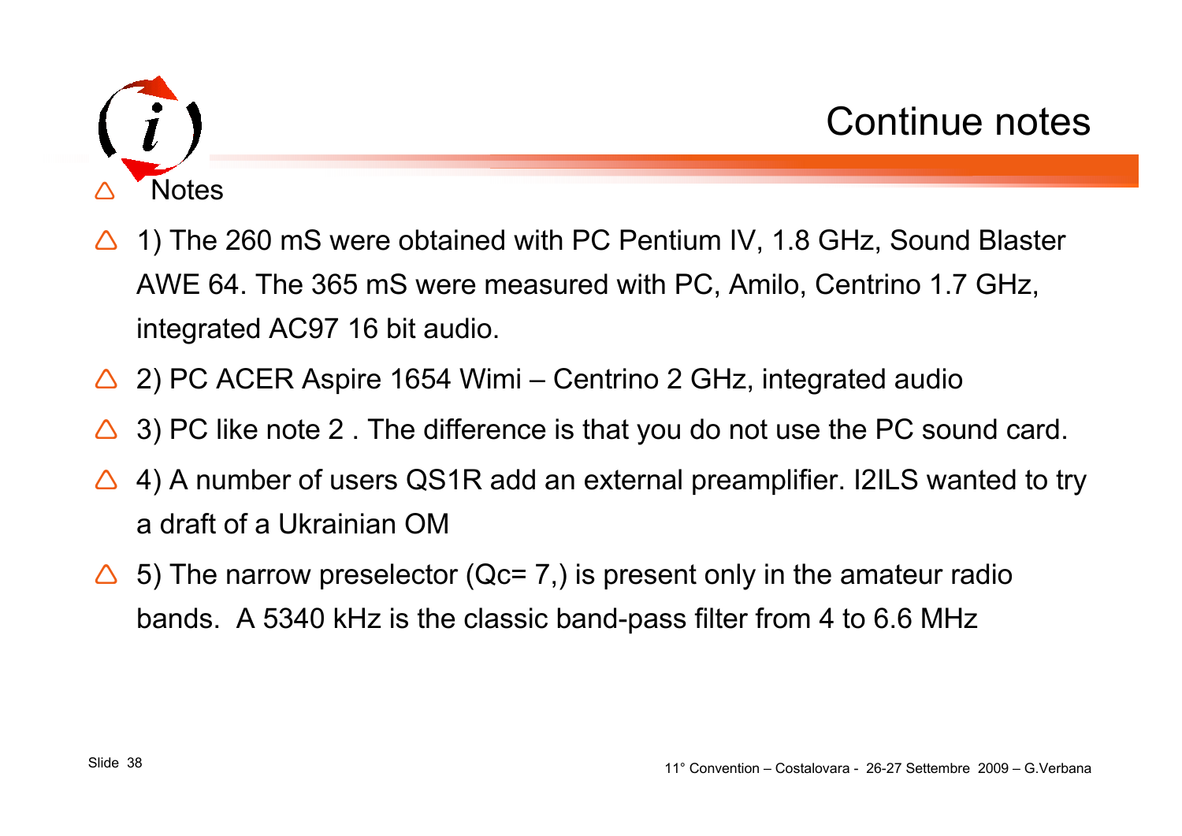# Continue notes

- Notes

- 1) The 260 mS were obtained with PC Pentium IV, 1.8 GHz, Sound Blaster AWE 64. The 365 mS were measured with PC, Amilo, Centrino 1.7 GHz, integrated AC97 16 bit audio.
- 2) PC ACER Aspire 1654 Wimi – Centrino 2 GHz, integrated audio
- 3) PC like note 2 . The difference is that you do not use the PC sound card.
- 4) A number of users QS1R add an external preamplifier. I2ILS wanted to try a draft of a Ukrainian OM
- 5) The narrow preselector (Qc= 7,) is present only in the amateur radio bands. A 5340 kHz is the classic band-pass filter from 4 to 6.6 MHz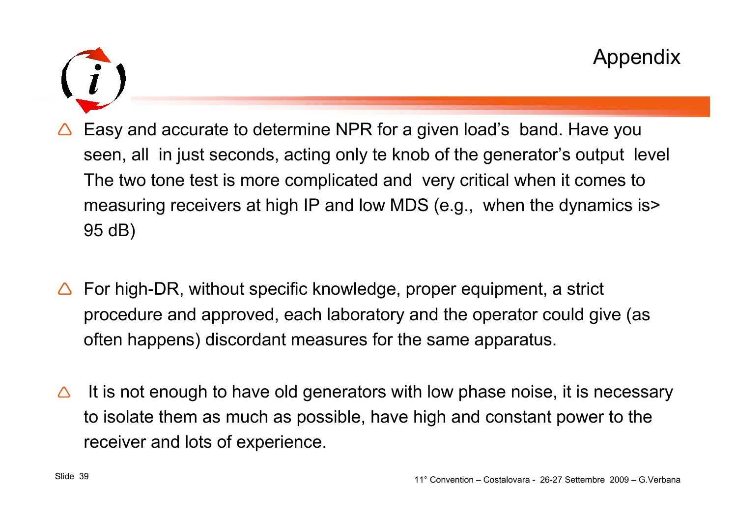# Appendix

- Easy and accurate to determine NPR for a given load's band. Have you seen, all in just seconds, acting only te knob of the generator's output level The two tone test is more complicated and very critical when it comes to measuring receivers at high IP and low MDS (e.g., when the dynamics is> 95 dB)

- For high-DR, without specific knowledge, proper equipment, a strict procedure and approved, each laboratory and the operator could give (as often happens) discordant measures for the same apparatus.

- It is not enough to have old generators with low phase noise, it is necessary to isolate them as much as possible, have high and constant power to the receiver and lots of experience.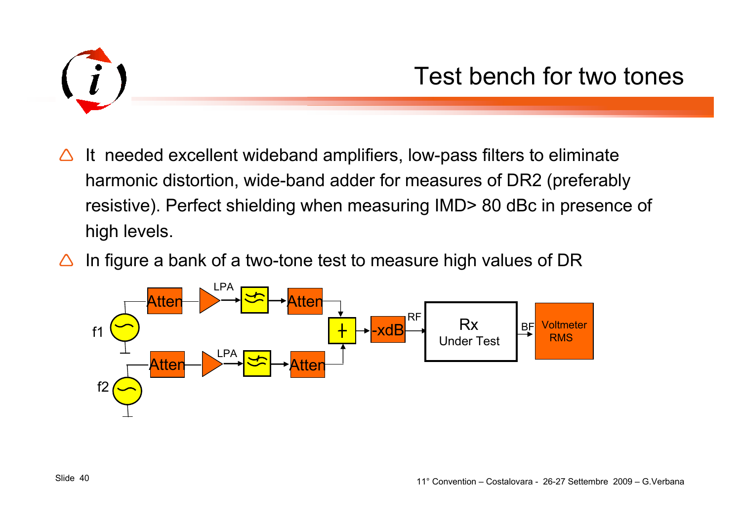# Test bench for two tones

- It needed excellent wideband amplifiers, low-pass filters to eliminate harmonic distortion, wide-band adder for measures of DR2 (preferably resistive). Perfect shielding when measuring IMD> 80 dBc in presence of high levels.
- In figure a bank of a two-tone test to measure high values of DR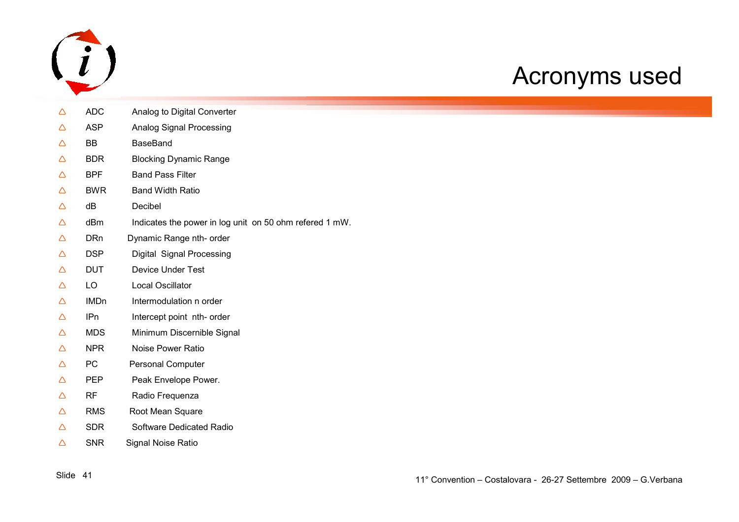# Acronyms used

- ADC — Analog to Digital Converter
- ASP — Analog Signal Processing
- BB — BaseBand
- BDR — Blocking Dynamic Range
- BPF — Band Pass Filter
- BWR — Band Width Ratio
- dB — Decibel
- dBm — Indicates the power in log unit on 50 ohm refered 1 mW.
- DRn — Dynamic Range nth- order
- DSP — Digital Signal Processing
- DUT — Device Under Test
- LO — Local Oscillator
- IMDn — Intermodulation n order
- IPn — Intercept point nth- order
- MDS — Minimum Discernible Signal
- NPR — Noise Power Ratio
- PC — Personal Computer
- PEP — Peak Envelope Power.
- RF — Radio Frequenza
- RMS — Root Mean Square
- SDR — Software Dedicated Radio
- SNR — Signal Noise Ratio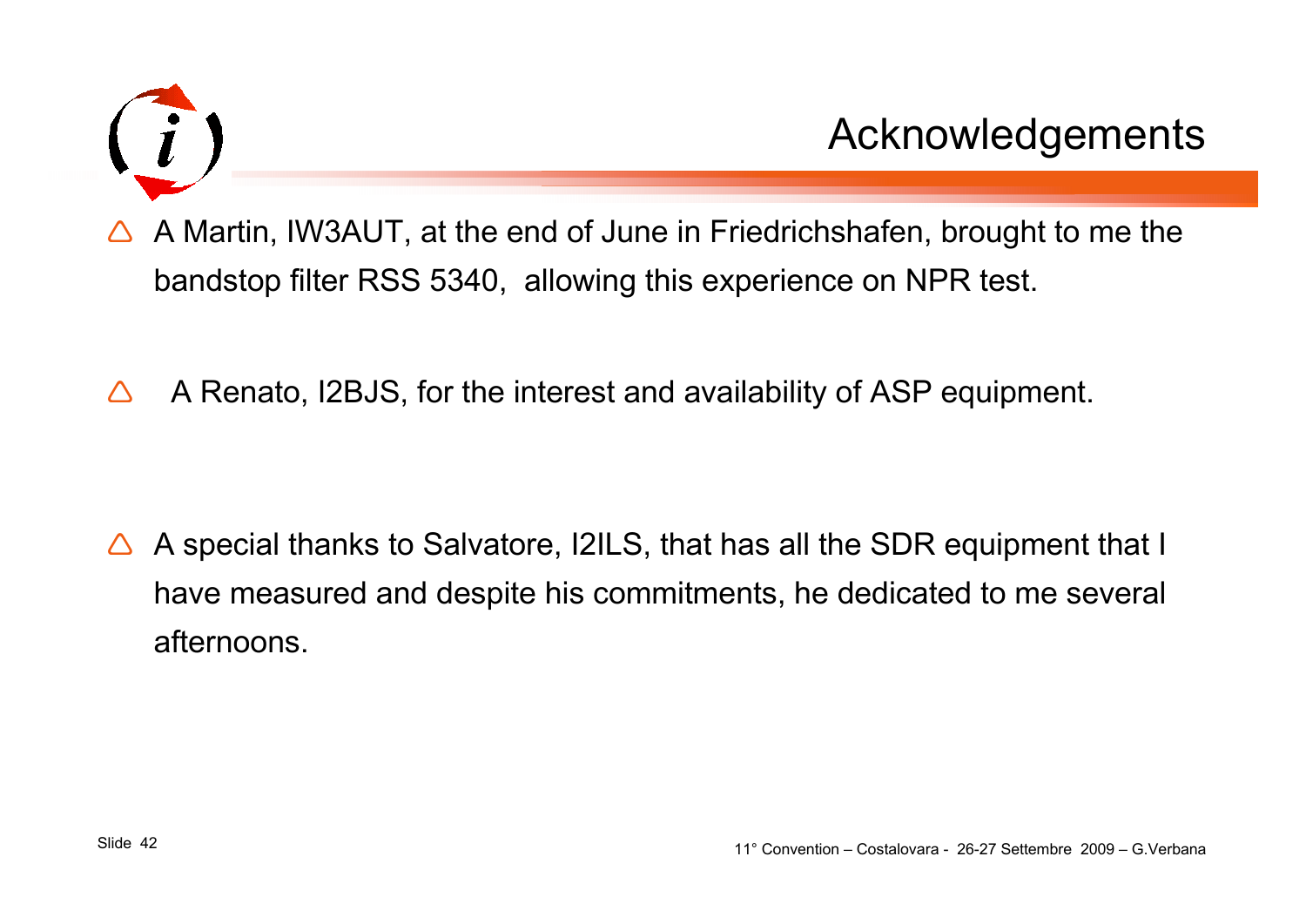# Acknowledgements

- A Martin, IW3AUT, at the end of June in Friedrichshafen, brought to me the bandstop filter RSS 5340, allowing this experience on NPR test.

- A Renato, I2BJS, for the interest and availability of ASP equipment.

- A special thanks to Salvatore, I2ILS, that has all the SDR equipment that I have measured and despite his commitments, he dedicated to me several afternoons.